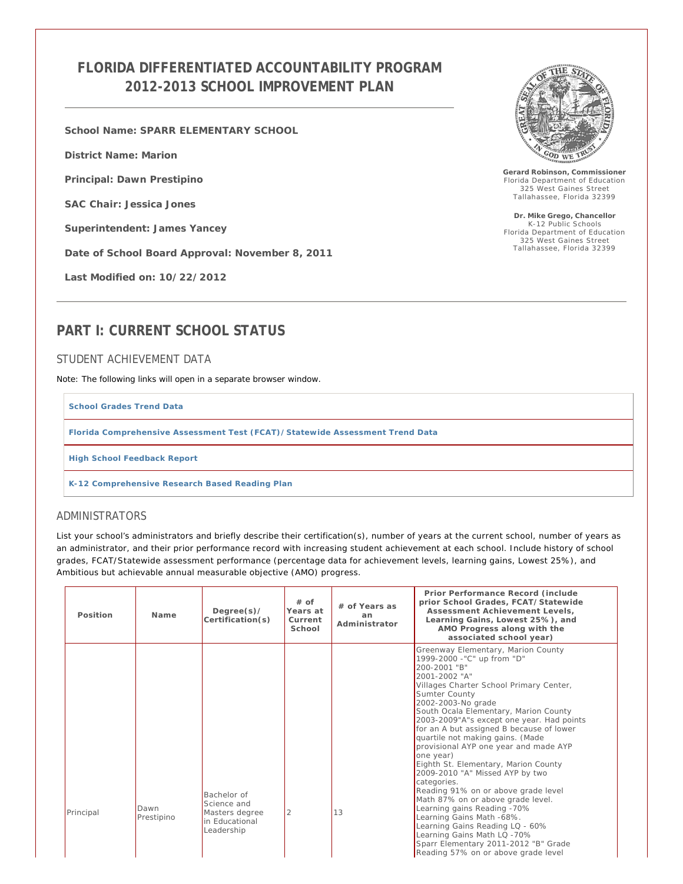# FLORIDA DIFFERENTIATED ACCOUNTABILITY PROGRAM 2012-2013 SCHOOL IMPROVEMENT PLAN

**School Name: SPARR ELEMENTARY SCHOOL**

**District Name: Marion**

**Principal: Dawn Prestipino**

**SAC Chair: Jessica Jones**

**Superintendent: James Yancey**

**Date of School Board Approval: November 8, 2011**

**Last Modified on: 10/22/2012**

**Gerard Robinson, Commissioner**
Florida Department of Education
325 West Gaines Street
Tallahassee, Florida 32399

**Dr. Mike Grego, Chancellor**
K-12 Public Schools
Florida Department of Education
325 West Gaines Street
Tallahassee, Florida 32399

# PART I: CURRENT SCHOOL STATUS

## STUDENT ACHIEVEMENT DATA

Note: The following links will open in a separate browser window.

**School Grades Trend Data**

**Florida Comprehensive Assessment Test (FCAT)/Statewide Assessment Trend Data**

**High School Feedback Report**

**K-12 Comprehensive Research Based Reading Plan**

## ADMINISTRATORS

List your school's administrators and briefly describe their certification(s), number of years at the current school, number of years as an administrator, and their prior performance record with increasing student achievement at each school. Include history of school grades, FCAT/Statewide assessment performance (percentage data for achievement levels, learning gains, Lowest 25%), and Ambitious but achievable annual measurable objective (AMO) progress.

| Position | Name | Degree(s)/ Certification(s) | # of Years at Current School | # of Years as an Administrator | Prior Performance Record (include prior School Grades, FCAT/Statewide Assessment Achievement Levels, Learning Gains, Lowest 25%), and AMO Progress along with the associated school year) |
|---|---|---|---|---|---|
| Principal | Dawn Prestipino | Bachelor of Science and Masters degree in Educational Leadership | 2 | 13 | Greenway Elementary, Marion County<br>1999-2000 -"C" up from "D"<br>200-2001 "B"<br>2001-2002 "A"<br>Villages Charter School Primary Center, Sumter County<br>2002-2003-No grade<br>South Ocala Elementary, Marion County<br>2003-2009"A"s except one year. Had points for an A but assigned B because of lower quartile not making gains. (Made provisional AYP one year and made AYP one year)<br>Eighth St. Elementary, Marion County<br>2009-2010 "A" Missed AYP by two categories.<br>Reading 91% on or above grade level<br>Math 87% on or above grade level.<br>Learning gains Reading -70%<br>Learning Gains Math -68%.<br>Learning Gains Reading LQ - 60%<br>Learning Gains Math LQ -70%<br>Sparr Elementary 2011-2012 "B" Grade<br>Reading 57% on or above grade level |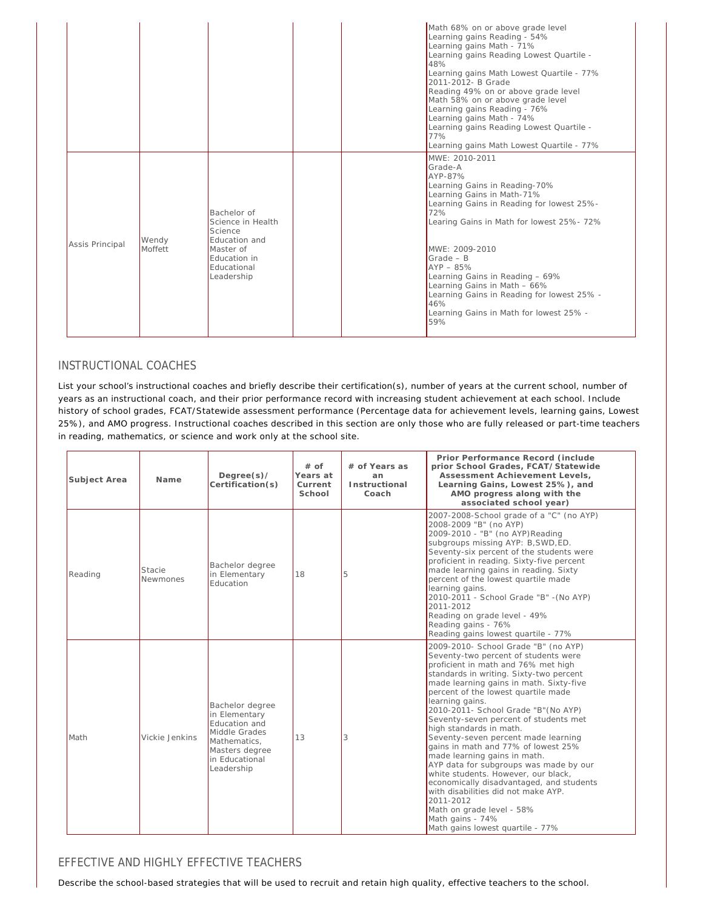| | | | | | |
|---|---|---|---|---|---|
| | | | | | Math 68% on or above grade level<br>Learning gains Reading - 54%<br>Learning gains Math - 71%<br>Learning gains Reading Lowest Quartile - 48%<br>Learning gains Math Lowest Quartile - 77%<br>2011-2012- B Grade<br>Reading 49% on or above grade level<br>Math 58% on or above grade level<br>Learning gains Reading - 76%<br>Learning gains Math - 74%<br>Learning gains Reading Lowest Quartile - 77%<br>Learning gains Math Lowest Quartile - 77% |
| Assis Principal | Wendy Moffett | Bachelor of Science in Health Science Education and Master of Education in Educational Leadership | | | MWE: 2010-2011<br>Grade-A<br>AYP-87%<br>Learning Gains in Reading-70%<br>Learning Gains in Math-71%<br>Learning Gains in Reading for lowest 25%-72%<br>Learing Gains in Math for lowest 25%- 72%<br><br>MWE: 2009-2010<br>Grade – B<br>AYP – 85%<br>Learning Gains in Reading – 69%<br>Learning Gains in Math – 66%<br>Learning Gains in Reading for lowest 25% - 46%<br>Learning Gains in Math for lowest 25% - 59% |

## INSTRUCTIONAL COACHES

List your school's instructional coaches and briefly describe their certification(s), number of years at the current school, number of years as an instructional coach, and their prior performance record with increasing student achievement at each school. Include history of school grades, FCAT/Statewide assessment performance (Percentage data for achievement levels, learning gains, Lowest 25%), and AMO progress. Instructional coaches described in this section are only those who are fully released or part-time teachers in reading, mathematics, or science and work only at the school site.

| Subject Area | Name | Degree(s)/ Certification(s) | # of Years at Current School | # of Years as an Instructional Coach | Prior Performance Record (include prior School Grades, FCAT/Statewide Assessment Achievement Levels, Learning Gains, Lowest 25%), and AMO progress along with the associated school year) |
|---|---|---|---|---|---|
| Reading | Stacie Newmones | Bachelor degree in Elementary Education | 18 | 5 | 2007-2008-School grade of a "C" (no AYP)<br>2008-2009 "B" (no AYP)<br>2009-2010 - "B" (no AYP)Reading subgroups missing AYP: B,SWD,ED. Seventy-six percent of the students were proficient in reading. Sixty-five percent made learning gains in reading. Sixty percent of the lowest quartile made learning gains.<br>2010-2011 - School Grade "B" -(No AYP)<br>2011-2012<br>Reading on grade level - 49%<br>Reading gains - 76%<br>Reading gains lowest quartile - 77% |
| Math | Vickie Jenkins | Bachelor degree in Elementary Education and Middle Grades Mathematics, Masters degree in Educational Leadership | 13 | 3 | 2009-2010- School Grade "B" (no AYP)<br>Seventy-two percent of students were proficient in math and 76% met high standards in writing. Sixty-two percent made learning gains in math. Sixty-five percent of the lowest quartile made learning gains.<br>2010-2011- School Grade "B"(No AYP)<br>Seventy-seven percent of students met high standards in math.<br>Seventy-seven percent made learning gains in math and 77% of lowest 25% made learning gains in math.<br>AYP data for subgroups was made by our white students. However, our black, economically disadvantaged, and students with disabilities did not make AYP.<br>2011-2012<br>Math on grade level - 58%<br>Math gains - 74%<br>Math gains lowest quartile - 77% |

## EFFECTIVE AND HIGHLY EFFECTIVE TEACHERS

Describe the school-based strategies that will be used to recruit and retain high quality, effective teachers to the school.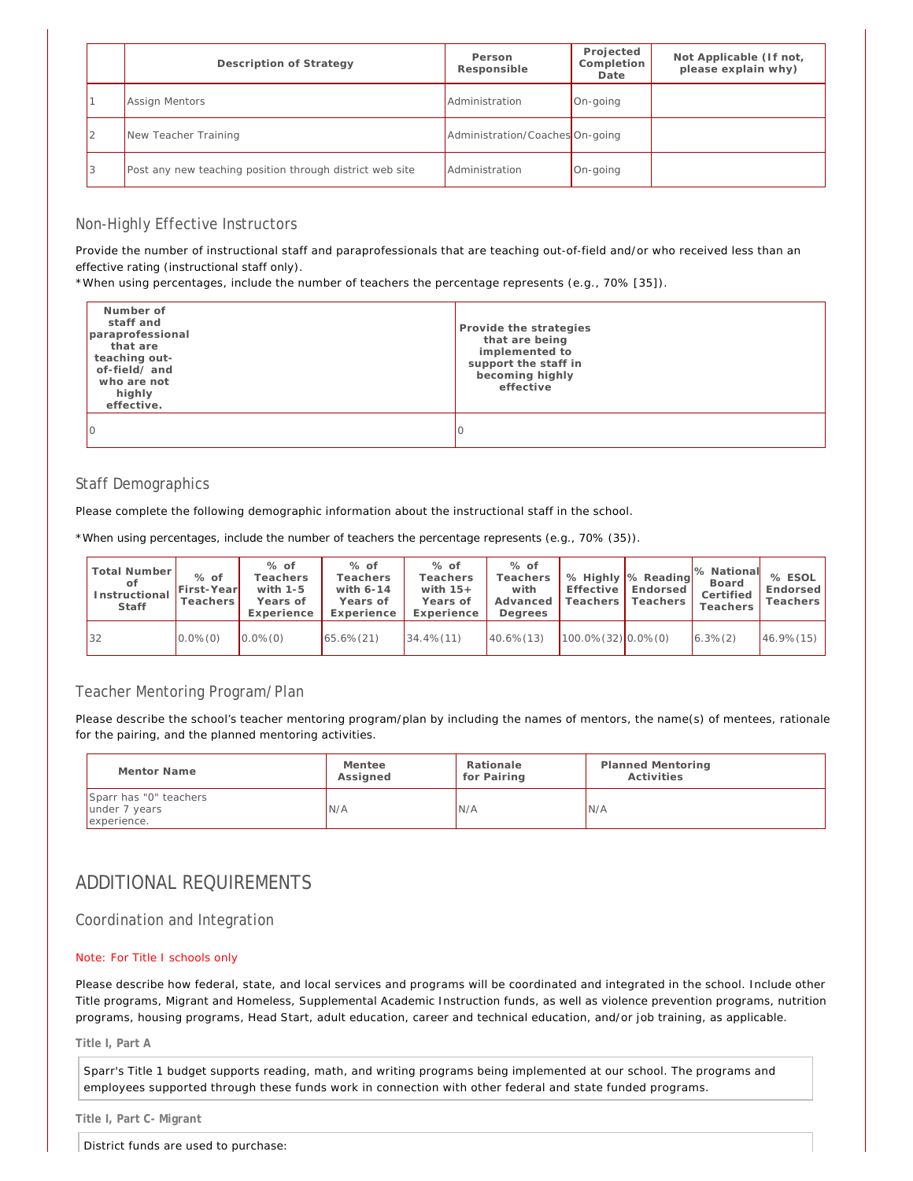| | Description of Strategy | Person Responsible | Projected Completion Date | Not Applicable (If not, please explain why) |
|---|---|---|---|---|
| 1 | Assign Mentors | Administration | On-going | |
| 2 | New Teacher Training | Administration/Coaches | On-going | |
| 3 | Post any new teaching position through district web site | Administration | On-going | |

### Non-Highly Effective Instructors

Provide the number of instructional staff and paraprofessionals that are teaching out-of-field and/or who received less than an effective rating (instructional staff only).

*When using percentages, include the number of teachers the percentage represents (e.g., 70% [35]).

| Number of staff and paraprofessional that are teaching out-of-field/ and who are not highly effective. | Provide the strategies that are being implemented to support the staff in becoming highly effective |
|---|---|
| 0 | 0 |

### Staff Demographics

Please complete the following demographic information about the instructional staff in the school.

*When using percentages, include the number of teachers the percentage represents (e.g., 70% (35)).

| Total Number of Instructional Staff | % of First-Year Teachers | % of Teachers with 1-5 Years of Experience | % of Teachers with 6-14 Years of Experience | % of Teachers with 15+ Years of Experience | % of Teachers with Advanced Degrees | % Highly Effective Teachers | % Reading Endorsed Teachers | % National Board Certified Teachers | % ESOL Endorsed Teachers |
|---|---|---|---|---|---|---|---|---|---|
| 32 | 0.0%(0) | 0.0%(0) | 65.6%(21) | 34.4%(11) | 40.6%(13) | 100.0%(32) | 0.0%(0) | 6.3%(2) | 46.9%(15) |

### Teacher Mentoring Program/Plan

Please describe the school's teacher mentoring program/plan by including the names of mentors, the name(s) of mentees, rationale for the pairing, and the planned mentoring activities.

| Mentor Name | Mentee Assigned | Rationale for Pairing | Planned Mentoring Activities |
|---|---|---|---|
| Sparr has "0" teachers under 7 years experience. | N/A | N/A | N/A |

## ADDITIONAL REQUIREMENTS

### Coordination and Integration

Note: For Title I schools only

Please describe how federal, state, and local services and programs will be coordinated and integrated in the school. Include other Title programs, Migrant and Homeless, Supplemental Academic Instruction funds, as well as violence prevention programs, nutrition programs, housing programs, Head Start, adult education, career and technical education, and/or job training, as applicable.

**Title I, Part A**

Sparr's Title 1 budget supports reading, math, and writing programs being implemented at our school. The programs and employees supported through these funds work in connection with other federal and state funded programs.

**Title I, Part C- Migrant**

District funds are used to purchase: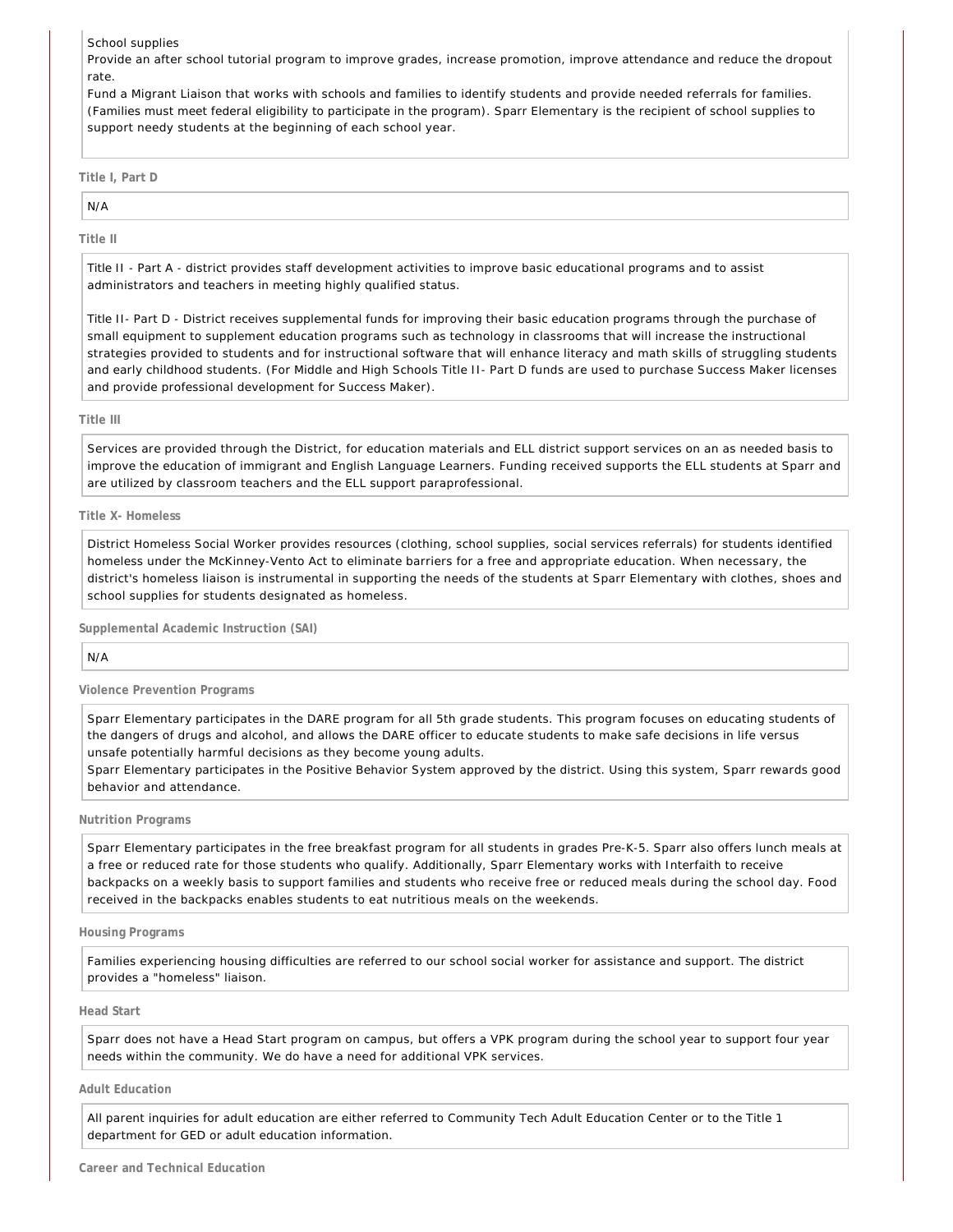School supplies

Provide an after school tutorial program to improve grades, increase promotion, improve attendance and reduce the dropout rate.

Fund a Migrant Liaison that works with schools and families to identify students and provide needed referrals for families. (Families must meet federal eligibility to participate in the program). Sparr Elementary is the recipient of school supplies to support needy students at the beginning of each school year.

**Title I, Part D**

N/A

**Title II**

Title II - Part A - district provides staff development activities to improve basic educational programs and to assist administrators and teachers in meeting highly qualified status.

Title II- Part D - District receives supplemental funds for improving their basic education programs through the purchase of small equipment to supplement education programs such as technology in classrooms that will increase the instructional strategies provided to students and for instructional software that will enhance literacy and math skills of struggling students and early childhood students. (For Middle and High Schools Title II- Part D funds are used to purchase Success Maker licenses and provide professional development for Success Maker).

**Title III**

Services are provided through the District, for education materials and ELL district support services on an as needed basis to improve the education of immigrant and English Language Learners. Funding received supports the ELL students at Sparr and are utilized by classroom teachers and the ELL support paraprofessional.

**Title X- Homeless**

District Homeless Social Worker provides resources (clothing, school supplies, social services referrals) for students identified homeless under the McKinney-Vento Act to eliminate barriers for a free and appropriate education. When necessary, the district's homeless liaison is instrumental in supporting the needs of the students at Sparr Elementary with clothes, shoes and school supplies for students designated as homeless.

**Supplemental Academic Instruction (SAI)**

N/A

**Violence Prevention Programs**

Sparr Elementary participates in the DARE program for all 5th grade students. This program focuses on educating students of the dangers of drugs and alcohol, and allows the DARE officer to educate students to make safe decisions in life versus unsafe potentially harmful decisions as they become young adults.

Sparr Elementary participates in the Positive Behavior System approved by the district. Using this system, Sparr rewards good behavior and attendance.

**Nutrition Programs**

Sparr Elementary participates in the free breakfast program for all students in grades Pre-K-5. Sparr also offers lunch meals at a free or reduced rate for those students who qualify. Additionally, Sparr Elementary works with Interfaith to receive backpacks on a weekly basis to support families and students who receive free or reduced meals during the school day. Food received in the backpacks enables students to eat nutritious meals on the weekends.

**Housing Programs**

Families experiencing housing difficulties are referred to our school social worker for assistance and support. The district provides a "homeless" liaison.

**Head Start**

Sparr does not have a Head Start program on campus, but offers a VPK program during the school year to support four year needs within the community. We do have a need for additional VPK services.

**Adult Education**

All parent inquiries for adult education are either referred to Community Tech Adult Education Center or to the Title 1 department for GED or adult education information.

**Career and Technical Education**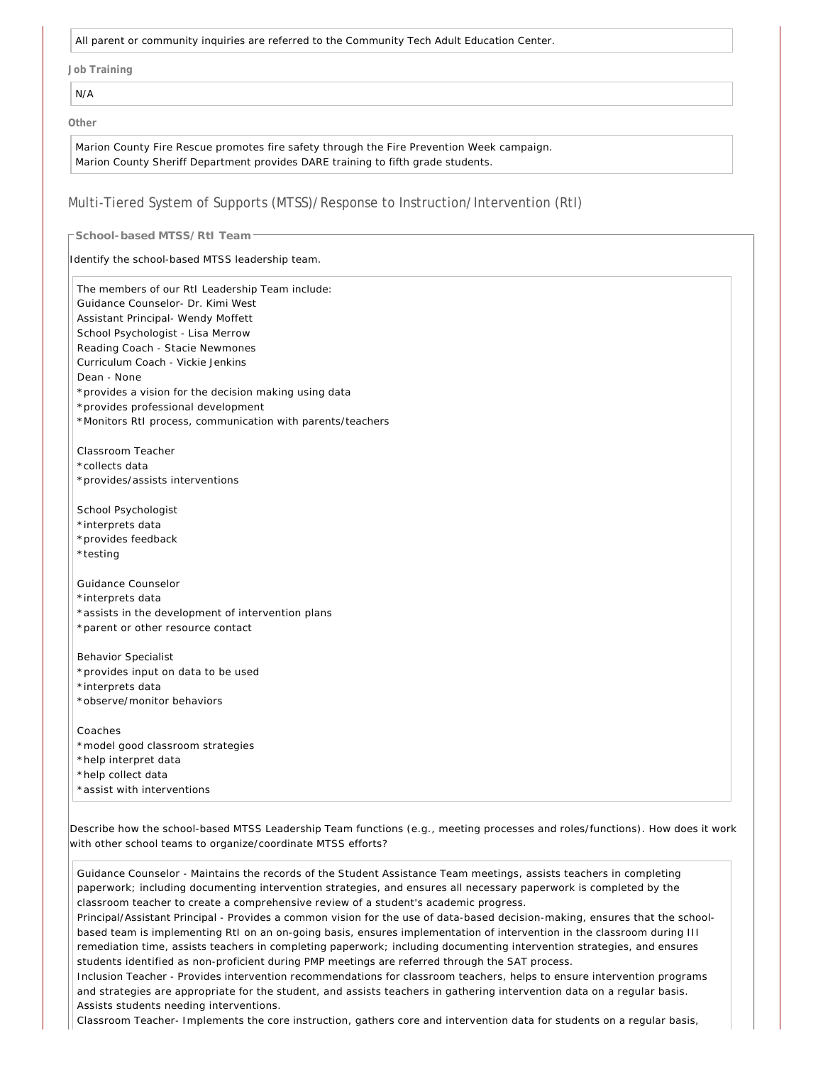All parent or community inquiries are referred to the Community Tech Adult Education Center.

**Job Training**

N/A

**Other**

Marion County Fire Rescue promotes fire safety through the Fire Prevention Week campaign.
Marion County Sheriff Department provides DARE training to fifth grade students.

## Multi-Tiered System of Supports (MTSS)/Response to Instruction/Intervention (RtI)

### School-based MTSS/RtI Team

Identify the school-based MTSS leadership team.

The members of our RtI Leadership Team include:
Guidance Counselor- Dr. Kimi West
Assistant Principal- Wendy Moffett
School Psychologist - Lisa Merrow
Reading Coach - Stacie Newmones
Curriculum Coach - Vickie Jenkins
Dean - None
*provides a vision for the decision making using data
*provides professional development
*Monitors RtI process, communication with parents/teachers

Classroom Teacher
*collects data
*provides/assists interventions

School Psychologist
*interprets data
*provides feedback
*testing

Guidance Counselor
*interprets data
*assists in the development of intervention plans
*parent or other resource contact

Behavior Specialist
*provides input on data to be used
*interprets data
*observe/monitor behaviors

Coaches
*model good classroom strategies
*help interpret data
*help collect data
*assist with interventions

Describe how the school-based MTSS Leadership Team functions (e.g., meeting processes and roles/functions). How does it work with other school teams to organize/coordinate MTSS efforts?

Guidance Counselor - Maintains the records of the Student Assistance Team meetings, assists teachers in completing paperwork; including documenting intervention strategies, and ensures all necessary paperwork is completed by the classroom teacher to create a comprehensive review of a student's academic progress.
Principal/Assistant Principal - Provides a common vision for the use of data-based decision-making, ensures that the school-based team is implementing RtI on an on-going basis, ensures implementation of intervention in the classroom during III remediation time, assists teachers in completing paperwork; including documenting intervention strategies, and ensures students identified as non-proficient during PMP meetings are referred through the SAT process.
Inclusion Teacher - Provides intervention recommendations for classroom teachers, helps to ensure intervention programs and strategies are appropriate for the student, and assists teachers in gathering intervention data on a regular basis. Assists students needing interventions.
Classroom Teacher- Implements the core instruction, gathers core and intervention data for students on a regular basis,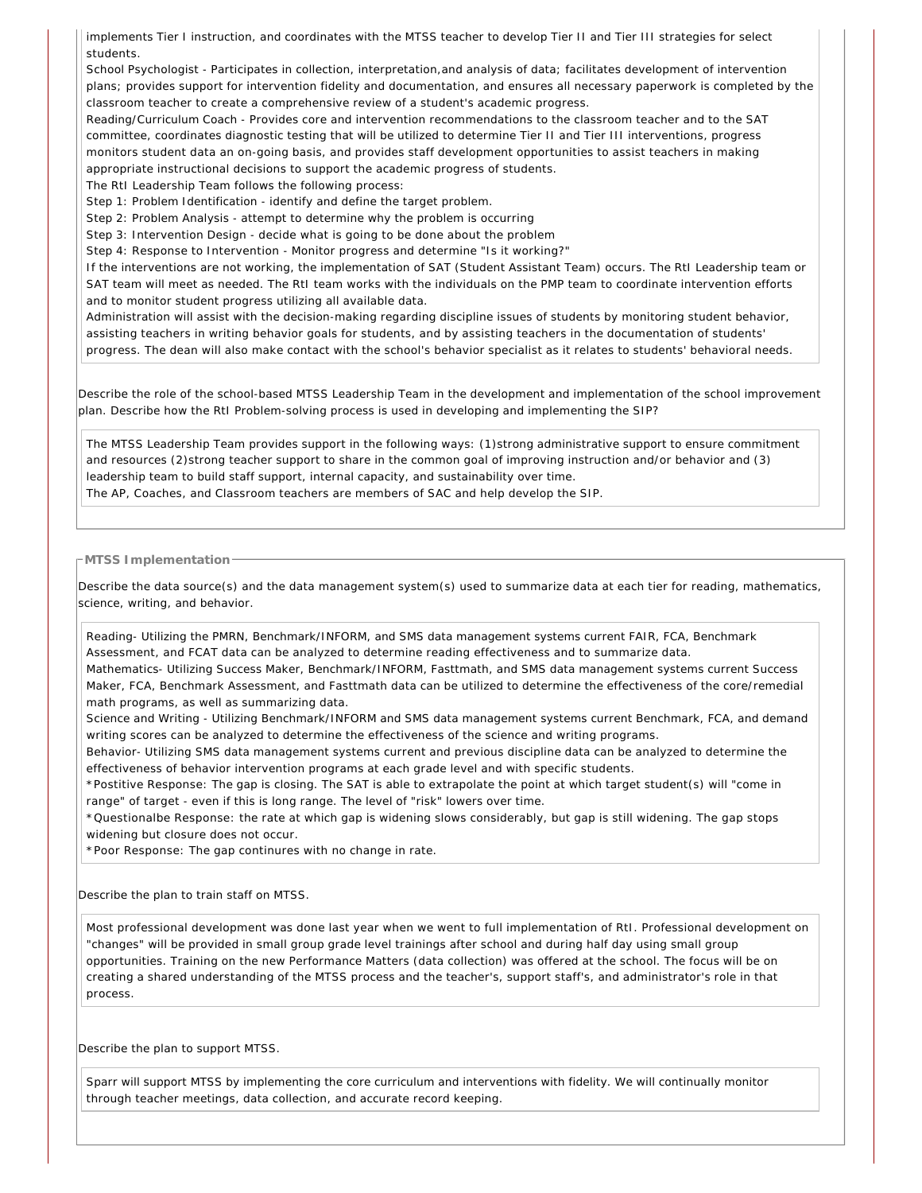implements Tier I instruction, and coordinates with the MTSS teacher to develop Tier II and Tier III strategies for select students.

School Psychologist - Participates in collection, interpretation,and analysis of data; facilitates development of intervention plans; provides support for intervention fidelity and documentation, and ensures all necessary paperwork is completed by the classroom teacher to create a comprehensive review of a student's academic progress.

Reading/Curriculum Coach - Provides core and intervention recommendations to the classroom teacher and to the SAT committee, coordinates diagnostic testing that will be utilized to determine Tier II and Tier III interventions, progress monitors student data an on-going basis, and provides staff development opportunities to assist teachers in making appropriate instructional decisions to support the academic progress of students.

The RtI Leadership Team follows the following process:

Step 1: Problem Identification - identify and define the target problem.

Step 2: Problem Analysis - attempt to determine why the problem is occurring

Step 3: Intervention Design - decide what is going to be done about the problem

Step 4: Response to Intervention - Monitor progress and determine "Is it working?"

If the interventions are not working, the implementation of SAT (Student Assistant Team) occurs. The RtI Leadership team or SAT team will meet as needed. The RtI team works with the individuals on the PMP team to coordinate intervention efforts and to monitor student progress utilizing all available data.

Administration will assist with the decision-making regarding discipline issues of students by monitoring student behavior, assisting teachers in writing behavior goals for students, and by assisting teachers in the documentation of students' progress. The dean will also make contact with the school's behavior specialist as it relates to students' behavioral needs.

Describe the role of the school-based MTSS Leadership Team in the development and implementation of the school improvement plan. Describe how the RtI Problem-solving process is used in developing and implementing the SIP?

The MTSS Leadership Team provides support in the following ways: (1)strong administrative support to ensure commitment and resources (2)strong teacher support to share in the common goal of improving instruction and/or behavior and (3) leadership team to build staff support, internal capacity, and sustainability over time.

The AP, Coaches, and Classroom teachers are members of SAC and help develop the SIP.

## MTSS Implementation

Describe the data source(s) and the data management system(s) used to summarize data at each tier for reading, mathematics, science, writing, and behavior.

Reading- Utilizing the PMRN, Benchmark/INFORM, and SMS data management systems current FAIR, FCA, Benchmark Assessment, and FCAT data can be analyzed to determine reading effectiveness and to summarize data.

Mathematics- Utilizing Success Maker, Benchmark/INFORM, Fasttmath, and SMS data management systems current Success Maker, FCA, Benchmark Assessment, and Fasttmath data can be utilized to determine the effectiveness of the core/remedial math programs, as well as summarizing data.

Science and Writing - Utilizing Benchmark/INFORM and SMS data management systems current Benchmark, FCA, and demand writing scores can be analyzed to determine the effectiveness of the science and writing programs.

Behavior- Utilizing SMS data management systems current and previous discipline data can be analyzed to determine the effectiveness of behavior intervention programs at each grade level and with specific students.

*Postitive Response: The gap is closing. The SAT is able to extrapolate the point at which target student(s) will "come in range" of target - even if this is long range. The level of "risk" lowers over time.

*Questionalbe Response: the rate at which gap is widening slows considerably, but gap is still widening. The gap stops widening but closure does not occur.

*Poor Response: The gap continures with no change in rate.

Describe the plan to train staff on MTSS.

Most professional development was done last year when we went to full implementation of RtI. Professional development on "changes" will be provided in small group grade level trainings after school and during half day using small group opportunities. Training on the new Performance Matters (data collection) was offered at the school. The focus will be on creating a shared understanding of the MTSS process and the teacher's, support staff's, and administrator's role in that process.

Describe the plan to support MTSS.

Sparr will support MTSS by implementing the core curriculum and interventions with fidelity. We will continually monitor through teacher meetings, data collection, and accurate record keeping.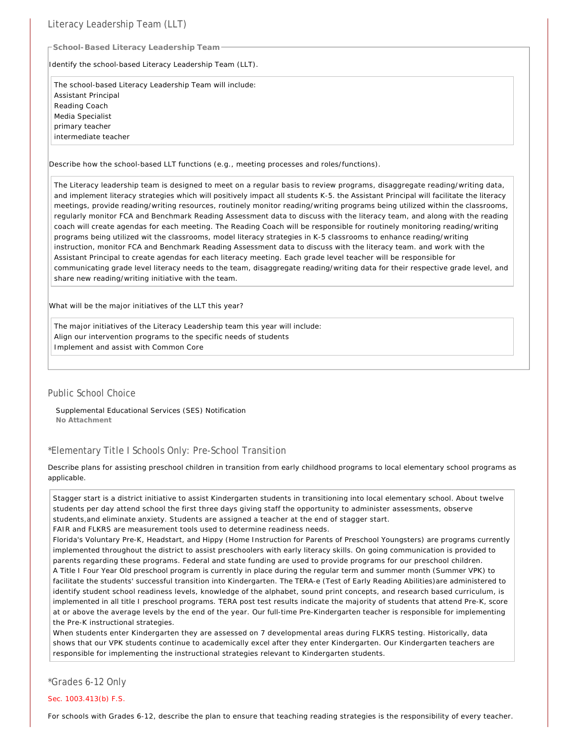## Literacy Leadership Team (LLT)

### School-Based Literacy Leadership Team

Identify the school-based Literacy Leadership Team (LLT).

The school-based Literacy Leadership Team will include:
Assistant Principal
Reading Coach
Media Specialist
primary teacher
intermediate teacher

Describe how the school-based LLT functions (e.g., meeting processes and roles/functions).

The Literacy leadership team is designed to meet on a regular basis to review programs, disaggregate reading/writing data, and implement literacy strategies which will positively impact all students K-5. the Assistant Principal will facilitate the literacy meetings, provide reading/writing resources, routinely monitor reading/writing programs being utilized within the classrooms, regularly monitor FCA and Benchmark Reading Assessment data to discuss with the literacy team, and along with the reading coach will create agendas for each meeting. The Reading Coach will be responsible for routinely monitoring reading/writing programs being utilized wit the classrooms, model literacy strategies in K-5 classrooms to enhance reading/writing instruction, monitor FCA and Benchmark Reading Assessment data to discuss with the literacy team. and work with the Assistant Principal to create agendas for each literacy meeting. Each grade level teacher will be responsible for communicating grade level literacy needs to the team, disaggregate reading/writing data for their respective grade level, and share new reading/writing initiative with the team.

What will be the major initiatives of the LLT this year?

The major initiatives of the Literacy Leadership team this year will include:
Align our intervention programs to the specific needs of students
Implement and assist with Common Core

## Public School Choice

Supplemental Educational Services (SES) Notification
**No Attachment**

## *Elementary Title I Schools Only: Pre-School Transition

Describe plans for assisting preschool children in transition from early childhood programs to local elementary school programs as applicable.

Stagger start is a district initiative to assist Kindergarten students in transitioning into local elementary school. About twelve students per day attend school the first three days giving staff the opportunity to administer assessments, observe students,and eliminate anxiety. Students are assigned a teacher at the end of stagger start.
FAIR and FLKRS are measurement tools used to determine readiness needs.
Florida's Voluntary Pre-K, Headstart, and Hippy (Home Instruction for Parents of Preschool Youngsters) are programs currently implemented throughout the district to assist preschoolers with early literacy skills. On going communication is provided to parents regarding these programs. Federal and state funding are used to provide programs for our preschool children.
A Title I Four Year Old preschool program is currently in place during the regular term and summer month (Summer VPK) to facilitate the students' successful transition into Kindergarten. The TERA-e (Test of Early Reading Abilities)are administered to identify student school readiness levels, knowledge of the alphabet, sound print concepts, and research based curriculum, is implemented in all title I preschool programs. TERA post test results indicate the majority of students that attend Pre-K, score at or above the average levels by the end of the year. Our full-time Pre-Kindergarten teacher is responsible for implementing the Pre-K instructional strategies.
When students enter Kindergarten they are assessed on 7 developmental areas during FLKRS testing. Historically, data shows that our VPK students continue to academically excel after they enter Kindergarten. Our Kindergarten teachers are responsible for implementing the instructional strategies relevant to Kindergarten students.

## *Grades 6-12 Only

Sec. 1003.413(b) F.S.

For schools with Grades 6-12, describe the plan to ensure that teaching reading strategies is the responsibility of every teacher.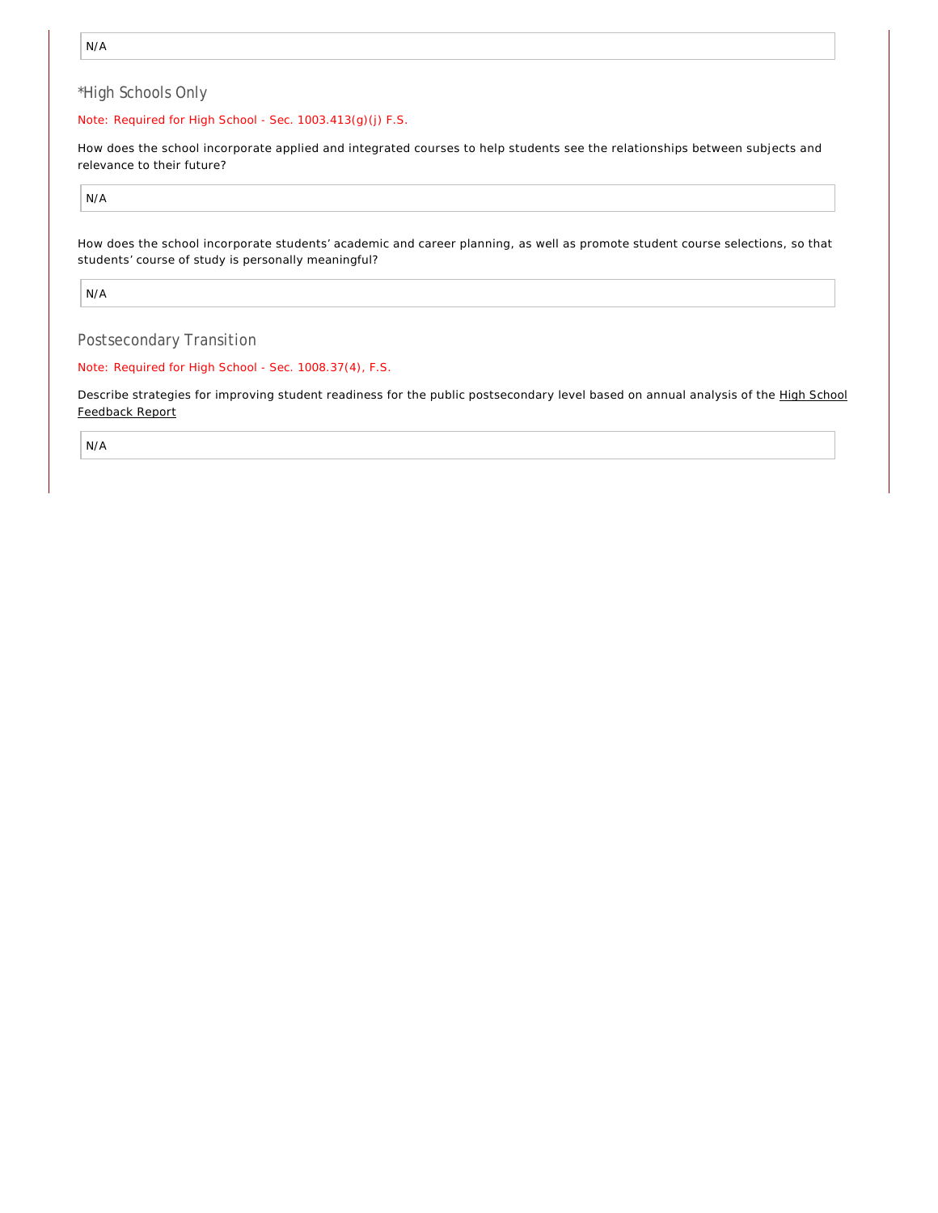N/A

## *High Schools Only

Note: Required for High School - Sec. 1003.413(g)(j) F.S.

How does the school incorporate applied and integrated courses to help students see the relationships between subjects and relevance to their future?

N/A

How does the school incorporate students' academic and career planning, as well as promote student course selections, so that students' course of study is personally meaningful?

N/A

## Postsecondary Transition

Note: Required for High School - Sec. 1008.37(4), F.S.

Describe strategies for improving student readiness for the public postsecondary level based on annual analysis of the High School Feedback Report

N/A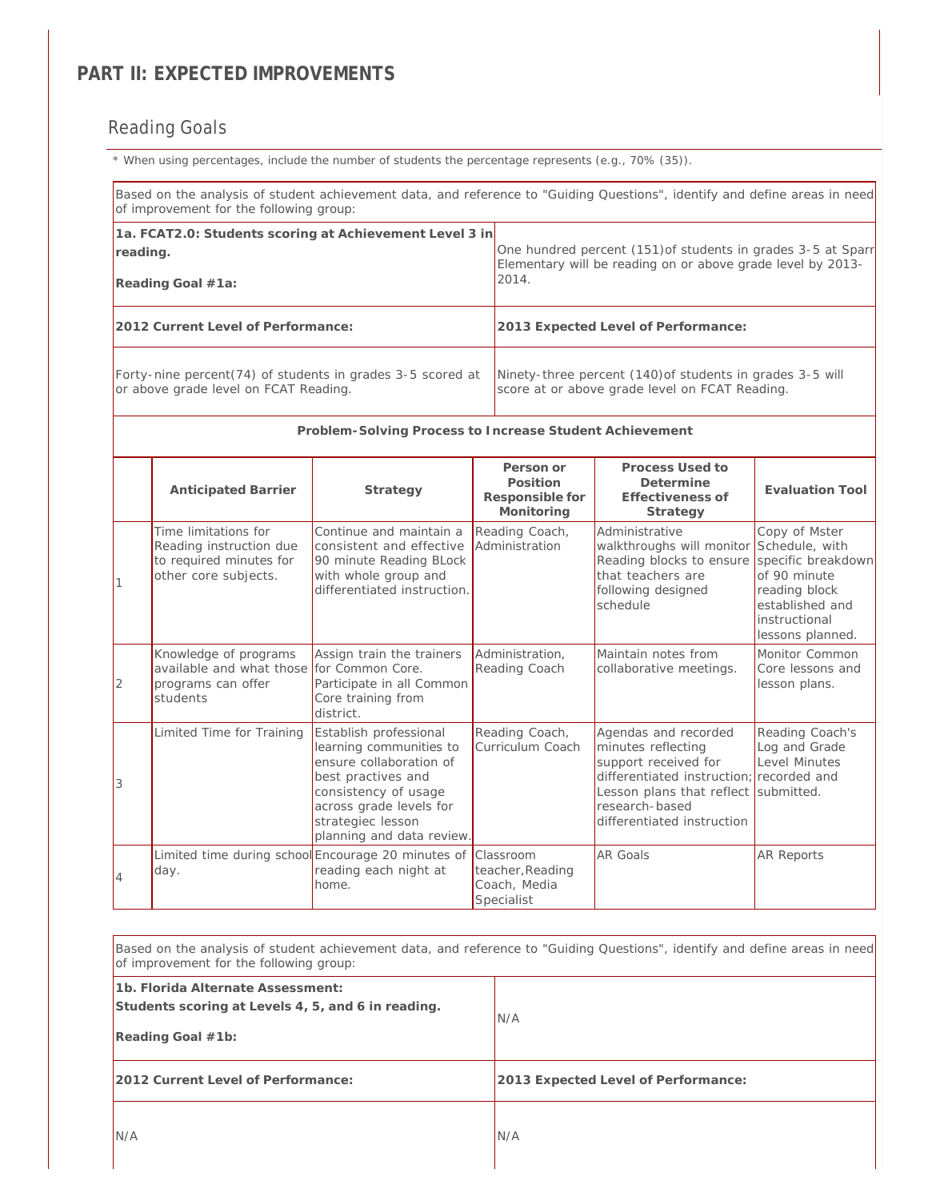## PART II: EXPECTED IMPROVEMENTS

### Reading Goals

* When using percentages, include the number of students the percentage represents (e.g., 70% (35)).

Based on the analysis of student achievement data, and reference to "Guiding Questions", identify and define areas in need of improvement for the following group:

| **1a. FCAT2.0: Students scoring at Achievement Level 3 in reading.** **Reading Goal #1a:** | One hundred percent (151)of students in grades 3-5 at Sparr Elementary will be reading on or above grade level by 2013-2014. |
|---|---|
| **2012 Current Level of Performance:** | **2013 Expected Level of Performance:** |
| Forty-nine percent(74) of students in grades 3-5 scored at or above grade level on FCAT Reading. | Ninety-three percent (140)of students in grades 3-5 will score at or above grade level on FCAT Reading. |

**Problem-Solving Process to Increase Student Achievement**

| | Anticipated Barrier | Strategy | Person or Position Responsible for Monitoring | Process Used to Determine Effectiveness of Strategy | Evaluation Tool |
|---|---|---|---|---|---|
| 1 | Time limitations for Reading instruction due to required minutes for other core subjects. | Continue and maintain a consistent and effective 90 minute Reading BLock with whole group and differentiated instruction. | Reading Coach, Administration | Administrative walkthroughs will monitor Reading blocks to ensure that teachers are following designed schedule | Copy of Mster Schedule, with specific breakdown of 90 minute reading block established and instructional lessons planned. |
| 2 | Knowledge of programs available and what those programs can offer students | Assign train the trainers for Common Core. Participate in all Common Core training from district. | Administration, Reading Coach | Maintain notes from collaborative meetings. | Monitor Common Core lessons and lesson plans. |
| 3 | Limited Time for Training | Establish professional learning communities to ensure collaboration of best practives and consistency of usage across grade levels for strategiec lesson planning and data review. | Reading Coach, Curriculum Coach | Agendas and recorded minutes reflecting support received for differentiated instruction; Lesson plans that reflect research-based differentiated instruction | Reading Coach's Log and Grade Level Minutes recorded and submitted. |
| 4 | Limited time during school day. | Encourage 20 minutes of reading each night at home. | Classroom teacher,Reading Coach, Media Specialist | AR Goals | AR Reports |

Based on the analysis of student achievement data, and reference to "Guiding Questions", identify and define areas in need of improvement for the following group:

| **1b. Florida Alternate Assessment: Students scoring at Levels 4, 5, and 6 in reading.** **Reading Goal #1b:** | N/A |
|---|---|
| **2012 Current Level of Performance:** | **2013 Expected Level of Performance:** |
| N/A | N/A |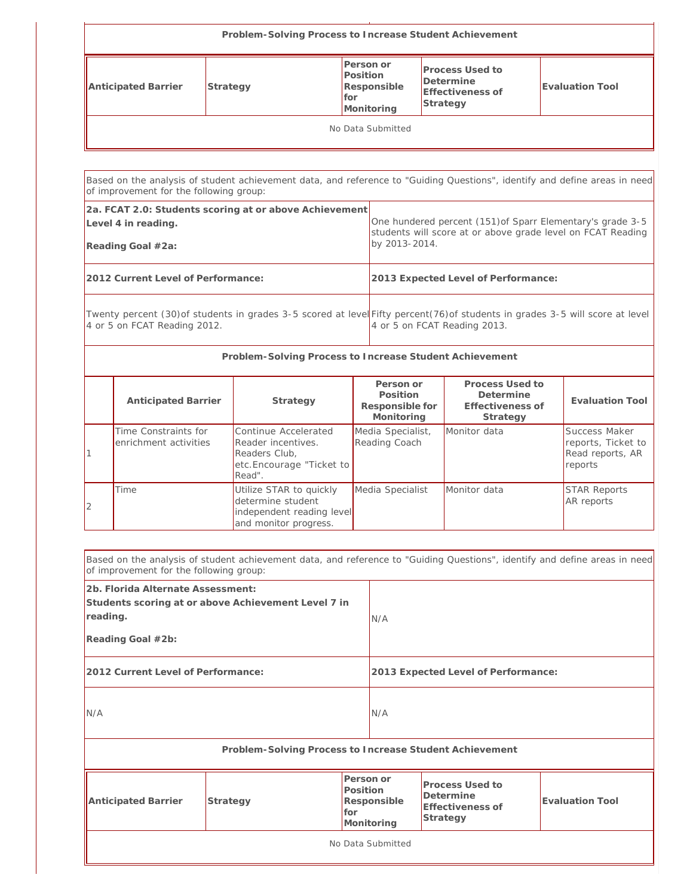| Problem-Solving Process to Increase Student Achievement | | | | |
|---|---|---|---|---|
| **Anticipated Barrier** | **Strategy** | **Person or Position Responsible for Monitoring** | **Process Used to Determine Effectiveness of Strategy** | **Evaluation Tool** |
| No Data Submitted | | | | |

Based on the analysis of student achievement data, and reference to "Guiding Questions", identify and define areas in need of improvement for the following group:

| **2a. FCAT 2.0: Students scoring at or above Achievement Level 4 in reading.**<br><br>**Reading Goal #2a:** | One hundered percent (151)of Sparr Elementary's grade 3-5 students will score at or above grade level on FCAT Reading by 2013-2014. |
|---|---|
| **2012 Current Level of Performance:** | **2013 Expected Level of Performance:** |
| Twenty percent (30)of students in grades 3-5 scored at level 4 or 5 on FCAT Reading 2012. | Fifty percent(76)of students in grades 3-5 will score at level 4 or 5 on FCAT Reading 2013. |

**Problem-Solving Process to Increase Student Achievement**

| | Anticipated Barrier | Strategy | Person or Position Responsible for Monitoring | Process Used to Determine Effectiveness of Strategy | Evaluation Tool |
|---|---|---|---|---|---|
| 1 | Time Constraints for enrichment activities | Continue Accelerated Reader incentives. Readers Club, etc.Encourage "Ticket to Read". | Media Specialist, Reading Coach | Monitor data | Success Maker reports, Ticket to Read reports, AR reports |
| 2 | Time | Utilize STAR to quickly determine student independent reading level and monitor progress. | Media Specialist | Monitor data | STAR Reports AR reports |

Based on the analysis of student achievement data, and reference to "Guiding Questions", identify and define areas in need of improvement for the following group:

| **2b. Florida Alternate Assessment: Students scoring at or above Achievement Level 7 in reading.**<br><br>**Reading Goal #2b:** | N/A |
|---|---|
| **2012 Current Level of Performance:** | **2013 Expected Level of Performance:** |
| N/A | N/A |

| Problem-Solving Process to Increase Student Achievement | | | | |
|---|---|---|---|---|
| **Anticipated Barrier** | **Strategy** | **Person or Position Responsible for Monitoring** | **Process Used to Determine Effectiveness of Strategy** | **Evaluation Tool** |
| No Data Submitted | | | | |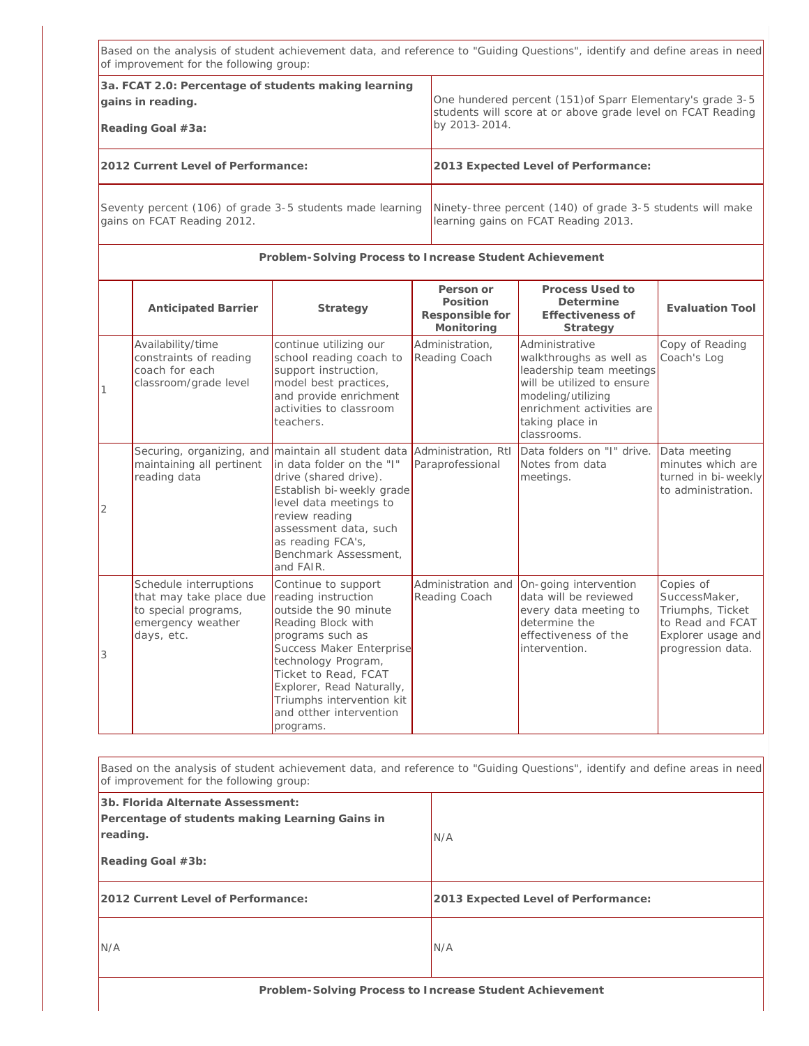Based on the analysis of student achievement data, and reference to "Guiding Questions", identify and define areas in need of improvement for the following group:

| **3a. FCAT 2.0: Percentage of students making learning gains in reading.**<br><br>**Reading Goal #3a:** | One hundered percent (151)of Sparr Elementary's grade 3-5 students will score at or above grade level on FCAT Reading by 2013-2014. |
|---|---|
| **2012 Current Level of Performance:** | **2013 Expected Level of Performance:** |
| Seventy percent (106) of grade 3-5 students made learning gains on FCAT Reading 2012. | Ninety-three percent (140) of grade 3-5 students will make learning gains on FCAT Reading 2013. |

**Problem-Solving Process to Increase Student Achievement**

| | Anticipated Barrier | Strategy | Person or Position Responsible for Monitoring | Process Used to Determine Effectiveness of Strategy | Evaluation Tool |
|---|---|---|---|---|---|
| 1 | Availability/time constraints of reading coach for each classroom/grade level | continue utilizing our school reading coach to support instruction, model best practices, and provide enrichment activities to classroom teachers. | Administration, Reading Coach | Administrative walkthroughs as well as leadership team meetings will be utilized to ensure modeling/utilizing enrichment activities are taking place in classrooms. | Copy of Reading Coach's Log |
| 2 | Securing, organizing, and maintaining all pertinent reading data | maintain all student data in data folder on the "I" drive (shared drive). Establish bi-weekly grade level data meetings to review reading assessment data, such as reading FCA's, Benchmark Assessment, and FAIR. | Administration, RtI Paraprofessional | Data folders on "I" drive. Notes from data meetings. | Data meeting minutes which are turned in bi-weekly to administration. |
| 3 | Schedule interruptions that may take place due to special programs, emergency weather days, etc. | Continue to support reading instruction outside the 90 minute Reading Block with programs such as Success Maker Enterprise technology Program, Ticket to Read, FCAT Explorer, Read Naturally, Triumphs intervention kit and otther intervention programs. | Administration and Reading Coach | On-going intervention data will be reviewed every data meeting to determine the effectiveness of the intervention. | Copies of SuccessMaker, Triumphs, Ticket to Read and FCAT Explorer usage and progression data. |

Based on the analysis of student achievement data, and reference to "Guiding Questions", identify and define areas in need of improvement for the following group:

| **3b. Florida Alternate Assessment: Percentage of students making Learning Gains in reading.**<br><br>**Reading Goal #3b:** | N/A |
|---|---|
| **2012 Current Level of Performance:** | **2013 Expected Level of Performance:** |
| N/A | N/A |

**Problem-Solving Process to Increase Student Achievement**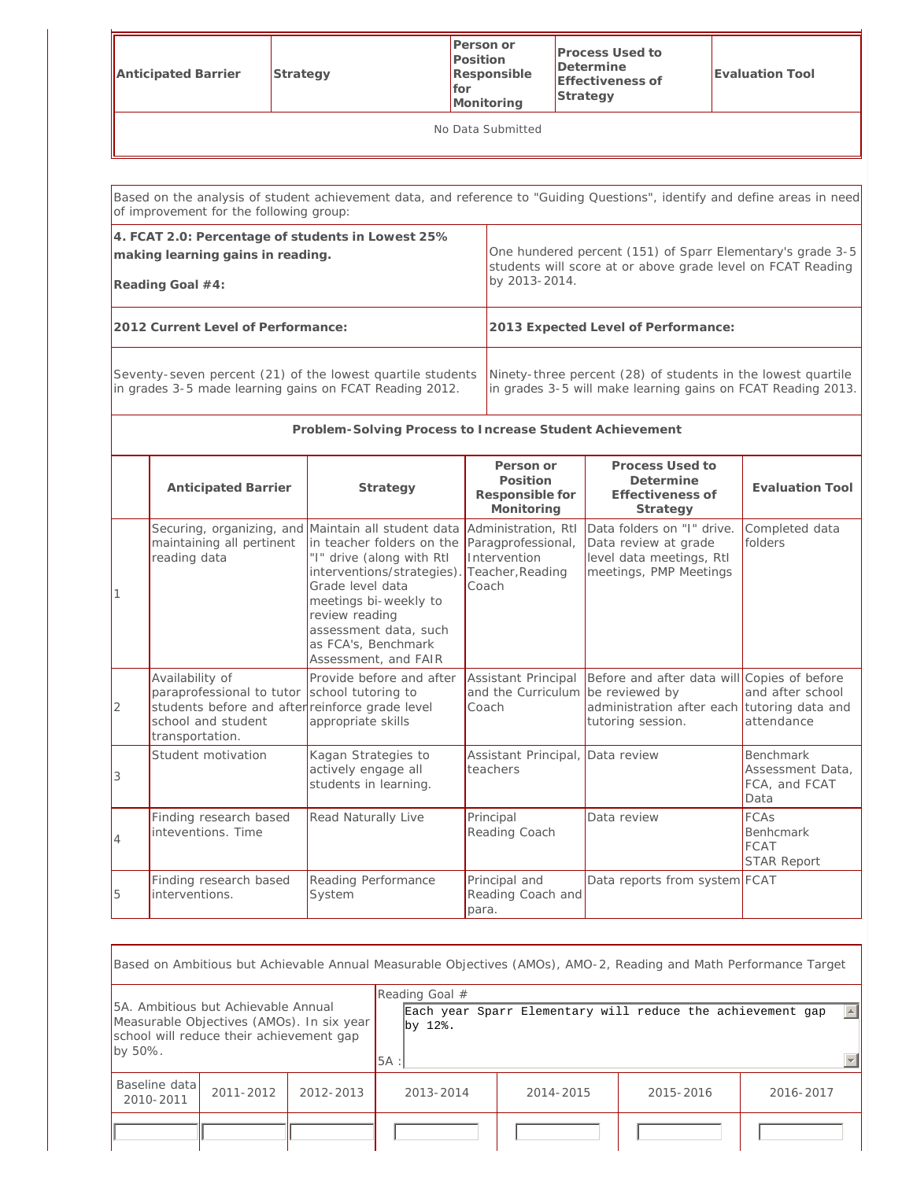| Anticipated Barrier | Strategy | Person or Position Responsible for Monitoring | Process Used to Determine Effectiveness of Strategy | Evaluation Tool |
|---|---|---|---|---|
| No Data Submitted | | | | |

Based on the analysis of student achievement data, and reference to "Guiding Questions", identify and define areas in need of improvement for the following group:

| **4. FCAT 2.0: Percentage of students in Lowest 25% making learning gains in reading.**<br><br>**Reading Goal #4:** | One hundered percent (151) of Sparr Elementary's grade 3-5 students will score at or above grade level on FCAT Reading by 2013-2014. |
|---|---|
| **2012 Current Level of Performance:** | **2013 Expected Level of Performance:** |
| Seventy-seven percent (21) of the lowest quartile students in grades 3-5 made learning gains on FCAT Reading 2012. | Ninety-three percent (28) of students in the lowest quartile in grades 3-5 will make learning gains on FCAT Reading 2013. |

**Problem-Solving Process to Increase Student Achievement**

| | Anticipated Barrier | Strategy | Person or Position Responsible for Monitoring | Process Used to Determine Effectiveness of Strategy | Evaluation Tool |
|---|---|---|---|---|---|
| 1 | Securing, organizing, and maintaining all pertinent reading data | Maintain all student data in teacher folders on the "I" drive (along with RtI interventions/strategies). Grade level data meetings bi-weekly to review reading assessment data, such as FCA's, Benchmark Assessment, and FAIR | Administration, RtI Paragproffesional, Intervention Teacher,Reading Coach | Data folders on "I" drive. Data review at grade level data meetings, RtI meetings, PMP Meetings | Completed data folders |
| 2 | Availability of paraprofessional to tutor students before and after school and student transportation. | Provide before and after school tutoring to reinforce grade level appropriate skills | Assistant Principal and the Curriculum Coach | Before and after data will be reviewed by administration after each tutoring session. | Copies of before and after school tutoring data and attendance |
| 3 | Student motivation | Kagan Strategies to actively engage all students in learning. | Assistant Principal, teachers | Data review | Benchmark Assessment Data, FCA, and FCAT Data |
| 4 | Finding research based inteventions. Time | Read Naturally Live | Principal<br>Reading Coach | Data review | FCAs<br>Benhcmark<br>FCAT<br>STAR Report |
| 5 | Finding research based interventions. | Reading Performance System | Principal and Reading Coach and para. | Data reports from system | FCAT |

Based on Ambitious but Achievable Annual Measurable Objectives (AMOs), AMO-2, Reading and Math Performance Target

| 5A. Ambitious but Achievable Annual Measurable Objectives (AMOs). In six year school will reduce their achievement gap by 50%. | | | Reading Goal #<br>5A : Each year Sparr Elementary will reduce the achievement gap by 12%. | | | |
|---|---|---|---|---|---|---|
| Baseline data 2010-2011 | 2011-2012 | 2012-2013 | 2013-2014 | 2014-2015 | 2015-2016 | 2016-2017 |
| | | | | | | |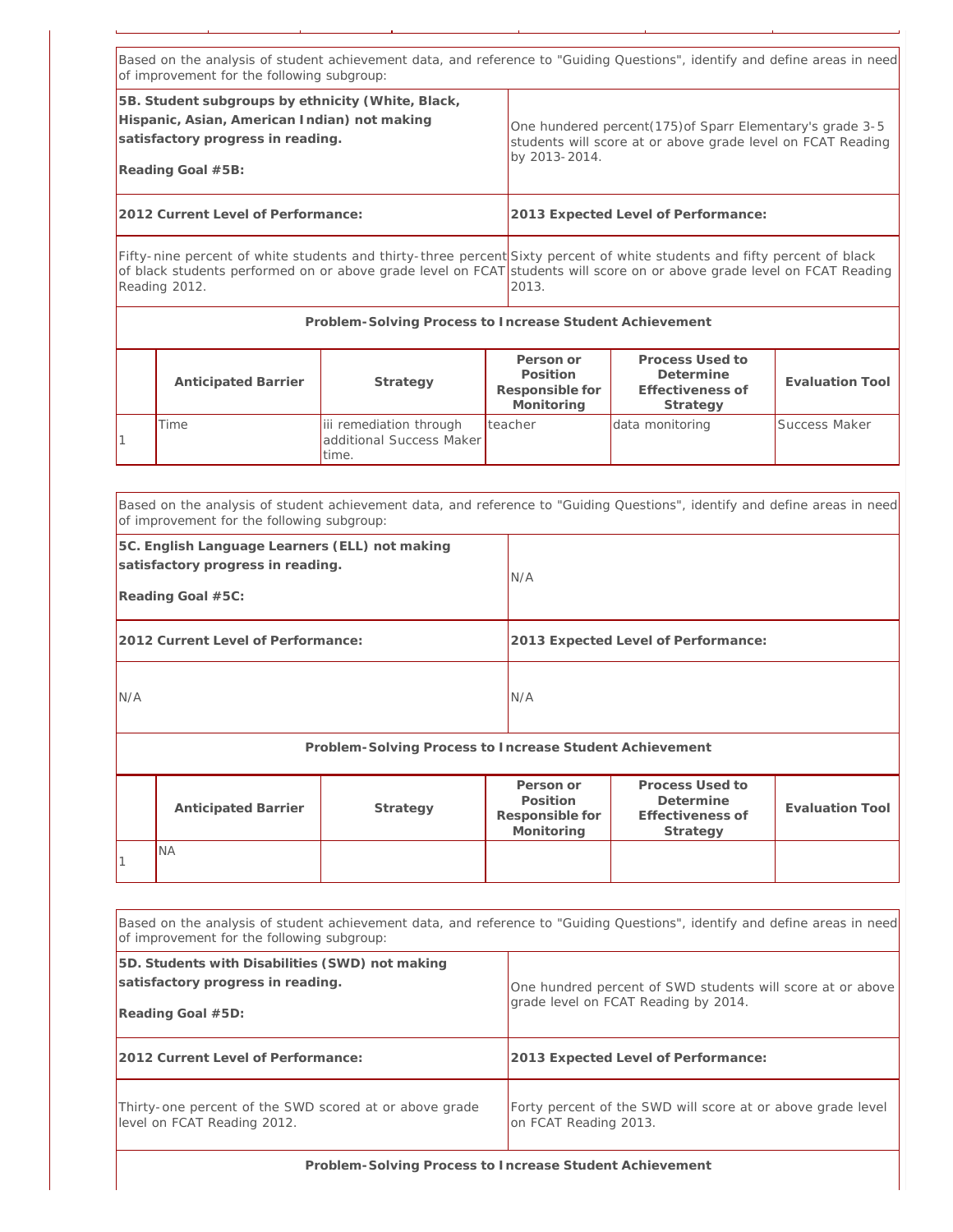Based on the analysis of student achievement data, and reference to "Guiding Questions", identify and define areas in need of improvement for the following subgroup:

| **5B. Student subgroups by ethnicity (White, Black, Hispanic, Asian, American Indian) not making satisfactory progress in reading.** **Reading Goal #5B:** | One hundred percent(175)of Sparr Elementary's grade 3-5 students will score at or above grade level on FCAT Reading by 2013-2014. |
|---|---|
| **2012 Current Level of Performance:** | **2013 Expected Level of Performance:** |
| Fifty-nine percent of white students and thirty-three percent of black students performed on or above grade level on FCAT Reading 2012. | Sixty percent of white students and fifty percent of black students will score on or above grade level on FCAT Reading 2013. |

**Problem-Solving Process to Increase Student Achievement**

| | Anticipated Barrier | Strategy | Person or Position Responsible for Monitoring | Process Used to Determine Effectiveness of Strategy | Evaluation Tool |
|---|---|---|---|---|---|
| 1 | Time | iii remediation through additional Success Maker time. | teacher | data monitoring | Success Maker |

Based on the analysis of student achievement data, and reference to "Guiding Questions", identify and define areas in need of improvement for the following subgroup:

| **5C. English Language Learners (ELL) not making satisfactory progress in reading.** **Reading Goal #5C:** | N/A |
|---|---|
| **2012 Current Level of Performance:** | **2013 Expected Level of Performance:** |
| N/A | N/A |

**Problem-Solving Process to Increase Student Achievement**

| | Anticipated Barrier | Strategy | Person or Position Responsible for Monitoring | Process Used to Determine Effectiveness of Strategy | Evaluation Tool |
|---|---|---|---|---|---|
| 1 | NA | | | | |

Based on the analysis of student achievement data, and reference to "Guiding Questions", identify and define areas in need of improvement for the following subgroup:

| **5D. Students with Disabilities (SWD) not making satisfactory progress in reading.** **Reading Goal #5D:** | One hundred percent of SWD students will score at or above grade level on FCAT Reading by 2014. |
|---|---|
| **2012 Current Level of Performance:** | **2013 Expected Level of Performance:** |
| Thirty-one percent of the SWD scored at or above grade level on FCAT Reading 2012. | Forty percent of the SWD will score at or above grade level on FCAT Reading 2013. |

**Problem-Solving Process to Increase Student Achievement**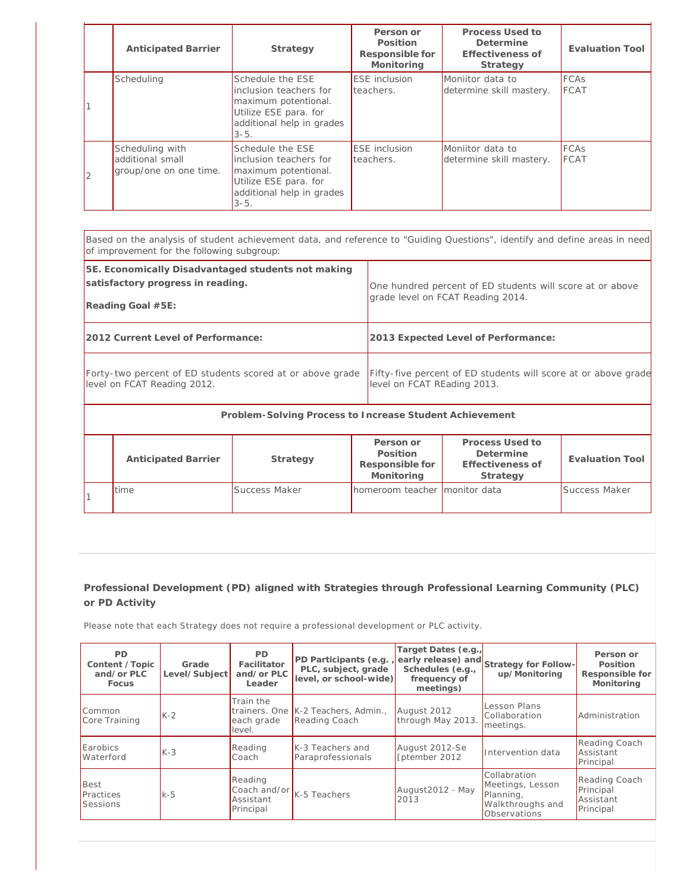| | Anticipated Barrier | Strategy | Person or Position Responsible for Monitoring | Process Used to Determine Effectiveness of Strategy | Evaluation Tool |
|---|---|---|---|---|---|
| 1 | Scheduling | Schedule the ESE inclusion teachers for maximum potentional. Utilize ESE para. for additional help in grades 3-5. | ESE inclusion teachers. | Moniitor data to determine skill mastery. | FCAs FCAT |
| 2 | Scheduling with additional small group/one on one time. | Schedule the ESE inclusion teachers for maximum potentional. Utilize ESE para. for additional help in grades 3-5. | ESE inclusion teachers. | Moniitor data to determine skill mastery. | FCAs FCAT |

Based on the analysis of student achievement data, and reference to "Guiding Questions", identify and define areas in need of improvement for the following subgroup:

| **5E. Economically Disadvantaged students not making satisfactory progress in reading.**<br><br>**Reading Goal #5E:** | One hundred percent of ED students will score at or above grade level on FCAT Reading 2014. |
|---|---|
| **2012 Current Level of Performance:** | **2013 Expected Level of Performance:** |
| Forty-two percent of ED students scored at or above grade level on FCAT Reading 2012. | Fifty-five percent of ED students will score at or above grade level on FCAT REading 2013. |

**Problem-Solving Process to Increase Student Achievement**

| | Anticipated Barrier | Strategy | Person or Position Responsible for Monitoring | Process Used to Determine Effectiveness of Strategy | Evaluation Tool |
|---|---|---|---|---|---|
| 1 | time | Success Maker | homeroom teacher | monitor data | Success Maker |

**Professional Development (PD) aligned with Strategies through Professional Learning Community (PLC) or PD Activity**

Please note that each Strategy does not require a professional development or PLC activity.

| PD Content /Topic and/or PLC Focus | Grade Level/Subject | PD Facilitator and/or PLC Leader | PD Participants (e.g. , PLC, subject, grade level, or school-wide) | Target Dates (e.g., early release) and Schedules (e.g., frequency of meetings) | Strategy for Follow-up/Monitoring | Person or Position Responsible for Monitoring |
|---|---|---|---|---|---|---|
| Common Core Training | K-2 | Train the trainers. One each grade level. | K-2 Teachers, Admin., Reading Coach | August 2012 through May 2013. | Lesson Plans Collaboration meetings. | Administration |
| Earobics Waterford | K-3 | Reading Coach | K-3 Teachers and Paraprofessionals | August 2012-Se [ptember 2012 | Intervention data | Reading Coach Assistant Principal |
| Best Practices Sessions | k-5 | Reading Coach and/or Assistant Principal | K-5 Teachers | August2012 - May 2013 | Collabration Meetings, Lesson Planning, Walkthroughs and Observations | Reading Coach Principal Assistant Principal |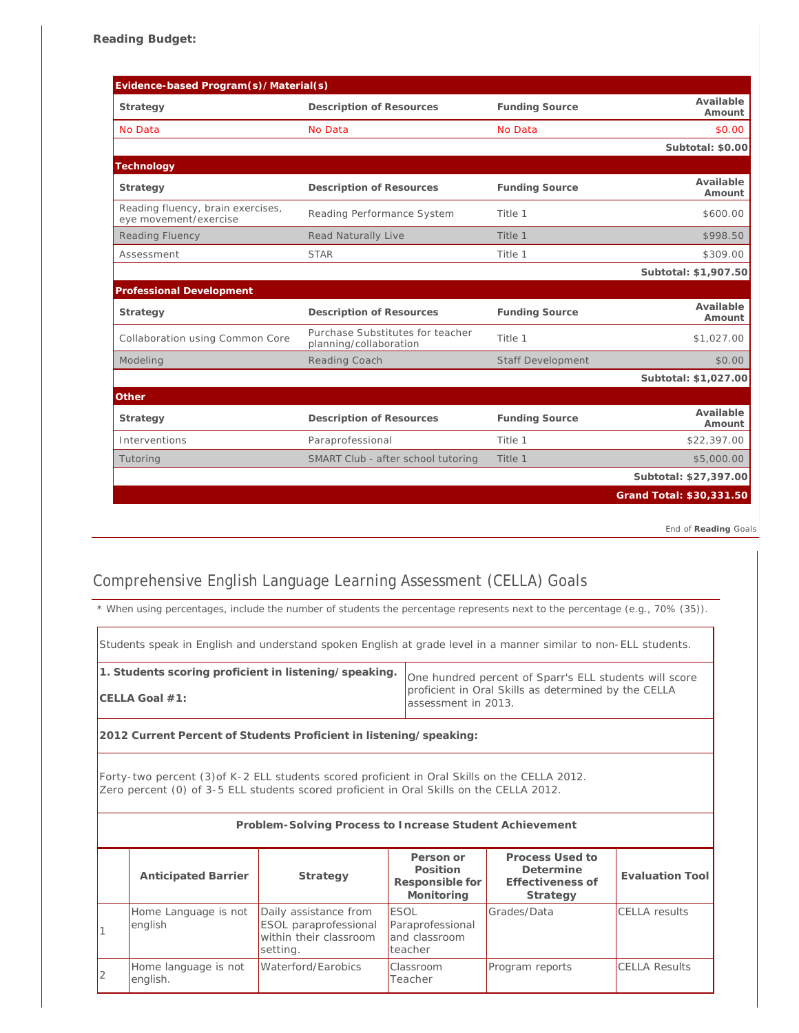**Reading Budget:**

| Evidence-based Program(s)/Material(s) | | | |
|---|---|---|---|
| **Strategy** | **Description of Resources** | **Funding Source** | **Available Amount** |
| No Data | No Data | No Data | $0.00 |
| | | | **Subtotal: $0.00** |

| Technology | | | |
|---|---|---|---|
| **Strategy** | **Description of Resources** | **Funding Source** | **Available Amount** |
| Reading fluency, brain exercises, eye movement/exercise | Reading Performance System | Title 1 | $600.00 |
| Reading Fluency | Read Naturally Live | Title 1 | $998.50 |
| Assessment | STAR | Title 1 | $309.00 |
| | | | **Subtotal: $1,907.50** |

| Professional Development | | | |
|---|---|---|---|
| **Strategy** | **Description of Resources** | **Funding Source** | **Available Amount** |
| Collaboration using Common Core | Purchase Substitutes for teacher planning/collaboration | Title 1 | $1,027.00 |
| Modeling | Reading Coach | Staff Development | $0.00 |
| | | | **Subtotal: $1,027.00** |

| Other | | | |
|---|---|---|---|
| **Strategy** | **Description of Resources** | **Funding Source** | **Available Amount** |
| Interventions | Paraprofessional | Title 1 | $22,397.00 |
| Tutoring | SMART Club - after school tutoring | Title 1 | $5,000.00 |
| | | | **Subtotal: $27,397.00** |
| | | | **Grand Total: $30,331.50** |

End of **Reading** Goals

## Comprehensive English Language Learning Assessment (CELLA) Goals

\* When using percentages, include the number of students the percentage represents next to the percentage (e.g., 70% (35)).

Students speak in English and understand spoken English at grade level in a manner similar to non-ELL students.

| **1. Students scoring proficient in listening/speaking.** <br><br> **CELLA Goal #1:** | One hundred percent of Sparr's ELL students will score proficient in Oral Skills as determined by the CELLA assessment in 2013. |
|---|---|

**2012 Current Percent of Students Proficient in listening/speaking:**

Forty-two percent (3)of K-2 ELL students scored proficient in Oral Skills on the CELLA 2012.
Zero percent (0) of 3-5 ELL students scored proficient in Oral Skills on the CELLA 2012.

**Problem-Solving Process to Increase Student Achievement**

| | Anticipated Barrier | Strategy | Person or Position Responsible for Monitoring | Process Used to Determine Effectiveness of Strategy | Evaluation Tool |
|---|---|---|---|---|---|
| 1 | Home Language is not english | Daily assistance from ESOL paraprofessional within their classroom setting. | ESOL Paraprofessional and classroom teacher | Grades/Data | CELLA results |
| 2 | Home language is not english. | Waterford/Earobics | Classroom Teacher | Program reports | CELLA Results |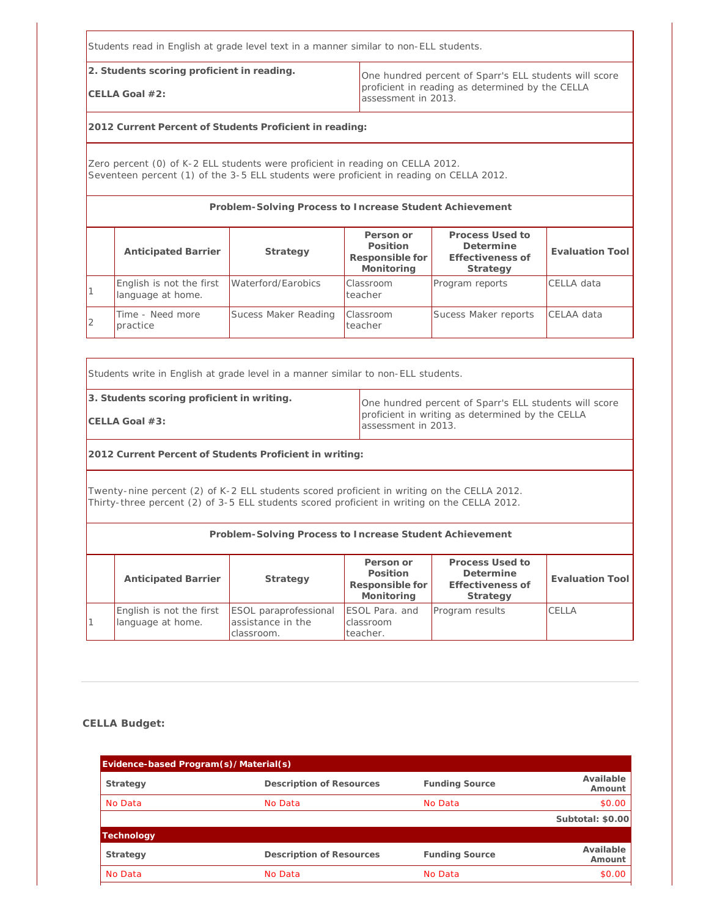Students read in English at grade level text in a manner similar to non-ELL students.

| **2. Students scoring proficient in reading.**<br><br>**CELLA Goal #2:** | One hundred percent of Sparr's ELL students will score proficient in reading as determined by the CELLA assessment in 2013. |
| --- | --- |

**2012 Current Percent of Students Proficient in reading:**

Zero percent (0) of K-2 ELL students were proficient in reading on CELLA 2012.
Seventeen percent (1) of the 3-5 ELL students were proficient in reading on CELLA 2012.

**Problem-Solving Process to Increase Student Achievement**

| | Anticipated Barrier | Strategy | Person or Position Responsible for Monitoring | Process Used to Determine Effectiveness of Strategy | Evaluation Tool |
| --- | --- | --- | --- | --- | --- |
| 1 | English is not the first language at home. | Waterford/Earobics | Classroom teacher | Program reports | CELLA data |
| 2 | Time - Need more practice | Sucess Maker Reading | Classroom teacher | Sucess Maker reports | CELAA data |

Students write in English at grade level in a manner similar to non-ELL students.

| **3. Students scoring proficient in writing.**<br><br>**CELLA Goal #3:** | One hundred percent of Sparr's ELL students will score proficient in writing as determined by the CELLA assessment in 2013. |
| --- | --- |

**2012 Current Percent of Students Proficient in writing:**

Twenty-nine percent (2) of K-2 ELL students scored proficient in writing on the CELLA 2012.
Thirty-three percent (2) of 3-5 ELL students scored proficient in writing on the CELLA 2012.

**Problem-Solving Process to Increase Student Achievement**

| | Anticipated Barrier | Strategy | Person or Position Responsible for Monitoring | Process Used to Determine Effectiveness of Strategy | Evaluation Tool |
| --- | --- | --- | --- | --- | --- |
| 1 | English is not the first language at home. | ESOL paraprofessional assistance in the classroom. | ESOL Para. and classroom teacher. | Program results | CELLA |

**CELLA Budget:**

| **Evidence-based Program(s)/Material(s)** | | | |
| --- | --- | --- | --- |
| **Strategy** | **Description of Resources** | **Funding Source** | **Available Amount** |
| No Data | No Data | No Data | $0.00 |
| | | | **Subtotal: $0.00** |

| **Technology** | | | |
| --- | --- | --- | --- |
| **Strategy** | **Description of Resources** | **Funding Source** | **Available Amount** |
| No Data | No Data | No Data | $0.00 |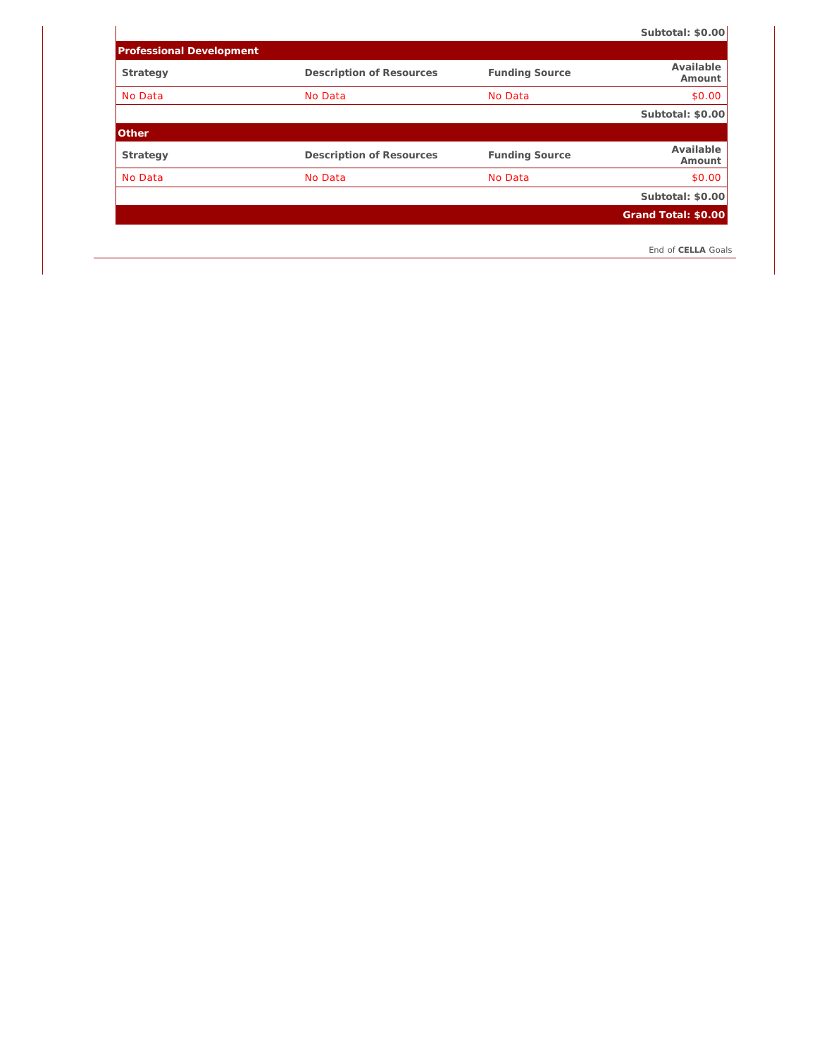| | | | Subtotal: $0.00 |
|---|---|---|---|

**Professional Development**

| Strategy | Description of Resources | Funding Source | Available Amount |
|---|---|---|---|
| No Data | No Data | No Data | $0.00 |
| | | | Subtotal: $0.00 |

**Other**

| Strategy | Description of Resources | Funding Source | Available Amount |
|---|---|---|---|
| No Data | No Data | No Data | $0.00 |
| | | | Subtotal: $0.00 |
| | | | **Grand Total: $0.00** |

End of **CELLA** Goals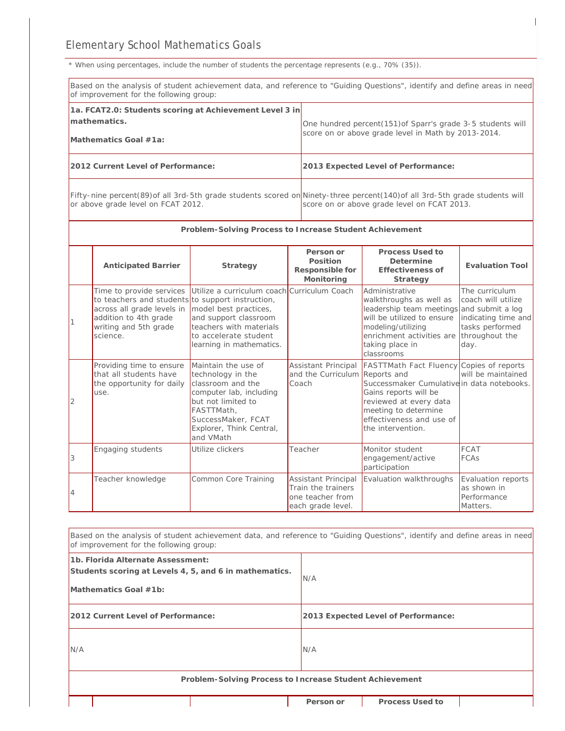## Elementary School Mathematics Goals

* When using percentages, include the number of students the percentage represents (e.g., 70% (35)).

| Based on the analysis of student achievement data, and reference to "Guiding Questions", identify and define areas in need of improvement for the following group: | |
|---|---|
| **1a. FCAT2.0: Students scoring at Achievement Level 3 in mathematics.**<br><br>**Mathematics Goal #1a:** | One hundred percent(151)of Sparr's grade 3-5 students will score on or above grade level in Math by 2013-2014. |
| **2012 Current Level of Performance:** | **2013 Expected Level of Performance:** |
| Fifty-nine percent(89)of all 3rd-5th grade students scored on or above grade level on FCAT 2012. | Ninety-three percent(140)of all 3rd-5th grade students will score on or above grade level on FCAT 2013. |

**Problem-Solving Process to Increase Student Achievement**

| | Anticipated Barrier | Strategy | Person or Position Responsible for Monitoring | Process Used to Determine Effectiveness of Strategy | Evaluation Tool |
|---|---|---|---|---|---|
| 1 | Time to provide services to teachers and students across all grade levels in addition to 4th grade writing and 5th grade science. | Utilize a curriculum coach to support instruction, model best practices, and support classroom teachers with materials to accelerate student learning in mathematics. | Curriculum Coach | Administrative walkthroughs as well as leadership team meetings will be utilized to ensure modeling/utilizing enrichment activities are taking place in classrooms | The curriculum coach will utilize and submit a log indicating time and tasks performed throughout the day. |
| 2 | Providing time to ensure that all students have the opportunity for daily use. | Maintain the use of technology in the classroom and the computer lab, including but not limited to FASTTMath, SuccessMaker, FCAT Explorer, Think Central, and VMath | Assistant Principal and the Curriculum Coach | FASTTMath Fact Fluency Reports and Successmaker Cumulative Gains reports will be reviewed at every data meeting to determine effectiveness and use of the intervention. | Copies of reports will be maintained in data notebooks. |
| 3 | Engaging students | Utilize clickers | Teacher | Monitor student engagement/active participation | FCAT<br>FCAs |
| 4 | Teacher knowledge | Common Core Training | Assistant Principal Train the trainers one teacher from each grade level. | Evaluation walkthroughs | Evaluation reports as shown in Performance Matters. |

| Based on the analysis of student achievement data, and reference to "Guiding Questions", identify and define areas in need of improvement for the following group: | |
|---|---|
| **1b. Florida Alternate Assessment: Students scoring at Levels 4, 5, and 6 in mathematics.**<br><br>**Mathematics Goal #1b:** | N/A |
| **2012 Current Level of Performance:** | **2013 Expected Level of Performance:** |
| N/A | N/A |

**Problem-Solving Process to Increase Student Achievement**

| | | | Person or | Process Used to | |
|---|---|---|---|---|---|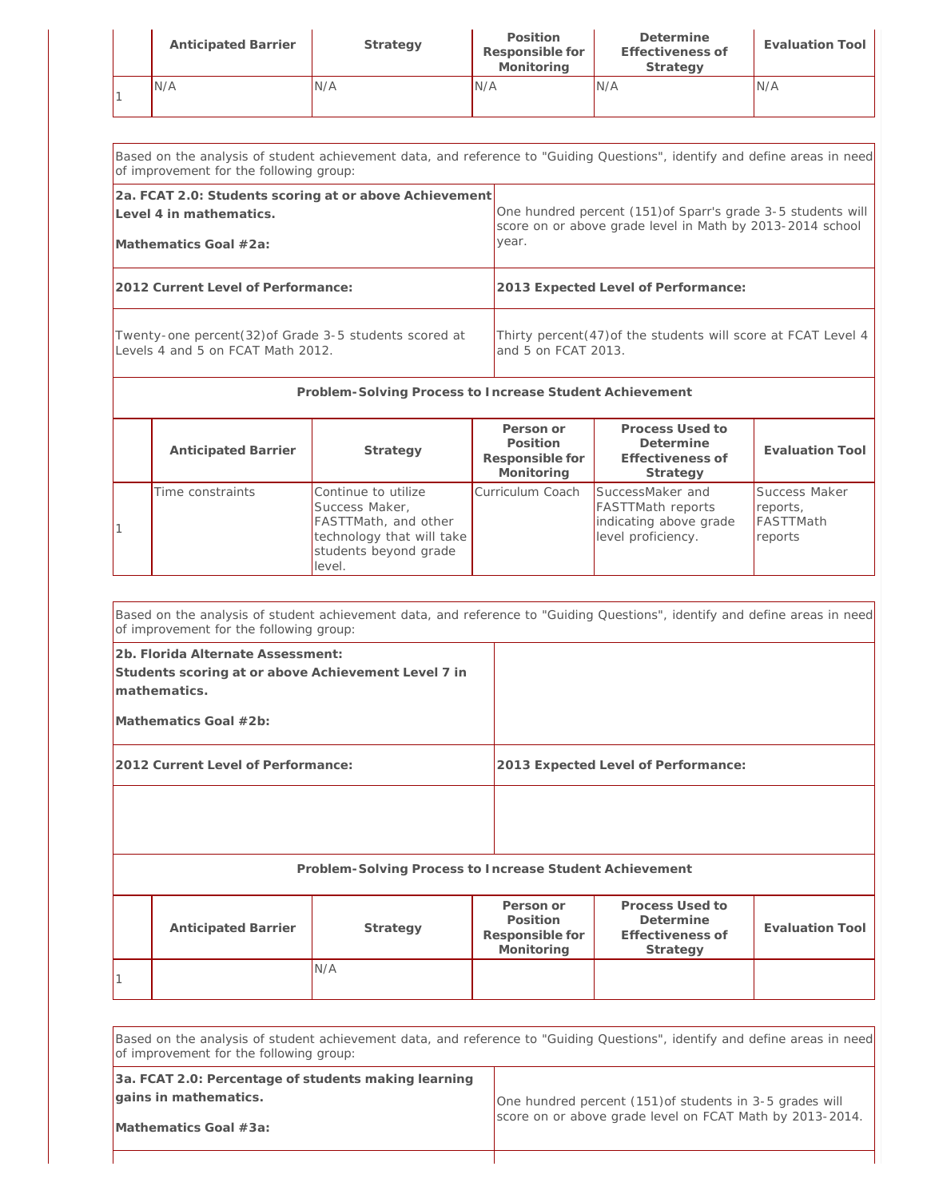| | Anticipated Barrier | Strategy | Position Responsible for Monitoring | Determine Effectiveness of Strategy | Evaluation Tool |
|---|---|---|---|---|---|
| 1 | N/A | N/A | N/A | N/A | N/A |

| Based on the analysis of student achievement data, and reference to "Guiding Questions", identify and define areas in need of improvement for the following group: | |
|---|---|
| **2a. FCAT 2.0: Students scoring at or above Achievement Level 4 in mathematics.**<br><br>**Mathematics Goal #2a:** | One hundred percent (151)of Sparr's grade 3-5 students will score on or above grade level in Math by 2013-2014 school year. |
| **2012 Current Level of Performance:** | **2013 Expected Level of Performance:** |
| Twenty-one percent(32)of Grade 3-5 students scored at Levels 4 and 5 on FCAT Math 2012. | Thirty percent(47)of the students will score at FCAT Level 4 and 5 on FCAT 2013. |

**Problem-Solving Process to Increase Student Achievement**

| | Anticipated Barrier | Strategy | Person or Position Responsible for Monitoring | Process Used to Determine Effectiveness of Strategy | Evaluation Tool |
|---|---|---|---|---|---|
| 1 | Time constraints | Continue to utilize Success Maker, FASTTMath, and other technology that will take students beyond grade level. | Curriculum Coach | SuccessMaker and FASTTMath reports indicating above grade level proficiency. | Success Maker reports, FASTTMath reports |

| Based on the analysis of student achievement data, and reference to "Guiding Questions", identify and define areas in need of improvement for the following group: | |
|---|---|
| **2b. Florida Alternate Assessment:**<br>**Students scoring at or above Achievement Level 7 in mathematics.**<br><br>**Mathematics Goal #2b:** | |
| **2012 Current Level of Performance:** | **2013 Expected Level of Performance:** |
| | |

**Problem-Solving Process to Increase Student Achievement**

| | Anticipated Barrier | Strategy | Person or Position Responsible for Monitoring | Process Used to Determine Effectiveness of Strategy | Evaluation Tool |
|---|---|---|---|---|---|
| 1 | | N/A | | | |

| Based on the analysis of student achievement data, and reference to "Guiding Questions", identify and define areas in need of improvement for the following group: | |
|---|---|
| **3a. FCAT 2.0: Percentage of students making learning gains in mathematics.**<br><br>**Mathematics Goal #3a:** | One hundred percent (151)of students in 3-5 grades will score on or above grade level on FCAT Math by 2013-2014. |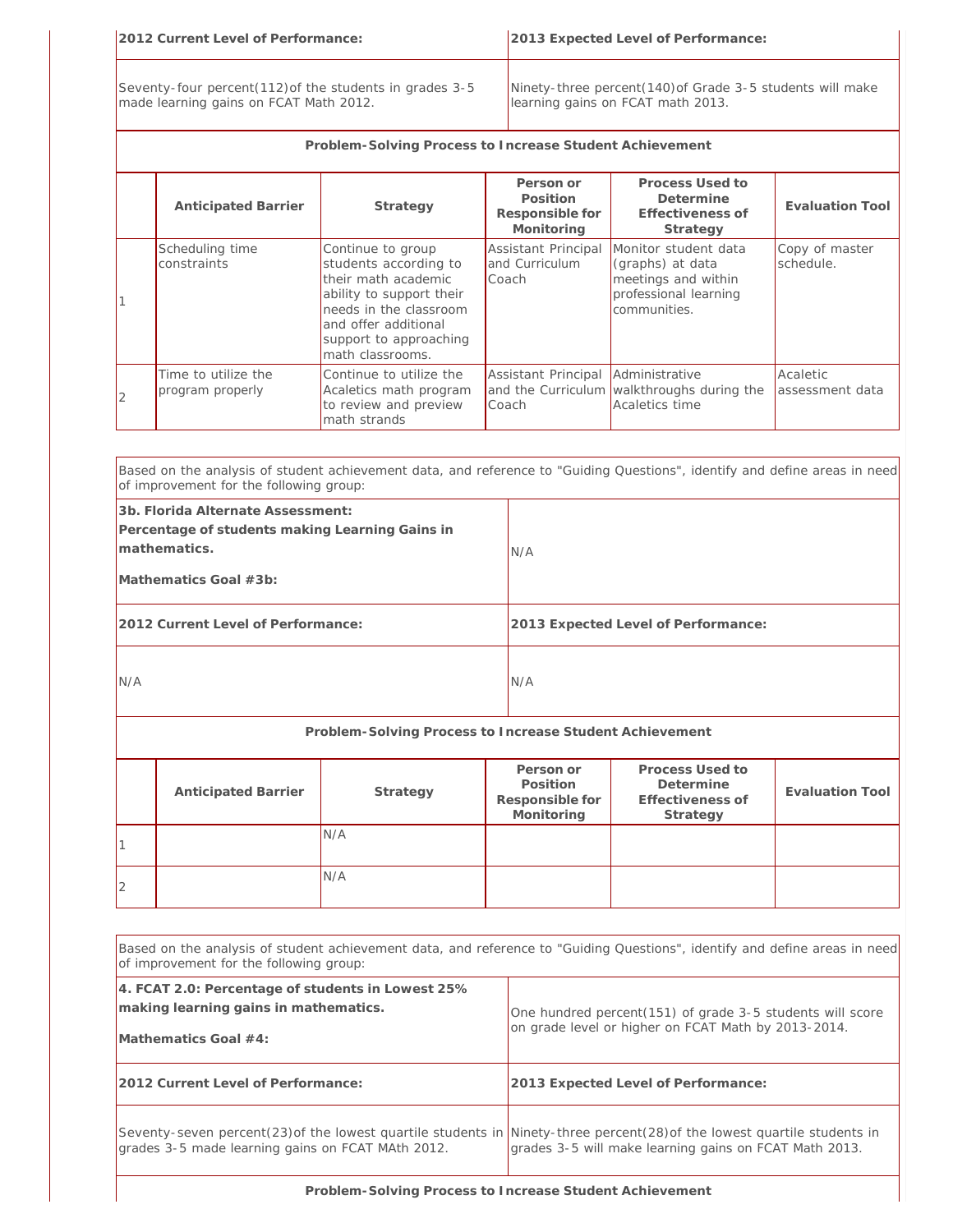| 2012 Current Level of Performance: | 2013 Expected Level of Performance: |
| --- | --- |
| Seventy-four percent(112)of the students in grades 3-5 made learning gains on FCAT Math 2012. | Ninety-three percent(140)of Grade 3-5 students will make learning gains on FCAT math 2013. |

**Problem-Solving Process to Increase Student Achievement**

| | Anticipated Barrier | Strategy | Person or Position Responsible for Monitoring | Process Used to Determine Effectiveness of Strategy | Evaluation Tool |
| --- | --- | --- | --- | --- | --- |
| 1 | Scheduling time constraints | Continue to group students according to their math academic ability to support their needs in the classroom and offer additional support to approaching math classrooms. | Assistant Principal and Curriculum Coach | Monitor student data (graphs) at data meetings and within professional learning communities. | Copy of master schedule. |
| 2 | Time to utilize the program properly | Continue to utilize the Acaletics math program to review and preview math strands | Assistant Principal and the Curriculum Coach | Administrative walkthroughs during the Acaletics time | Acaletic assessment data |

Based on the analysis of student achievement data, and reference to "Guiding Questions", identify and define areas in need of improvement for the following group:

| **3b. Florida Alternate Assessment: Percentage of students making Learning Gains in mathematics.** <br><br> **Mathematics Goal #3b:** | N/A |
| --- | --- |
| **2012 Current Level of Performance:** | **2013 Expected Level of Performance:** |
| N/A | N/A |

**Problem-Solving Process to Increase Student Achievement**

| | Anticipated Barrier | Strategy | Person or Position Responsible for Monitoring | Process Used to Determine Effectiveness of Strategy | Evaluation Tool |
| --- | --- | --- | --- | --- | --- |
| 1 | | N/A | | | |
| 2 | | N/A | | | |

Based on the analysis of student achievement data, and reference to "Guiding Questions", identify and define areas in need of improvement for the following group:

| **4. FCAT 2.0: Percentage of students in Lowest 25% making learning gains in mathematics.** <br><br> **Mathematics Goal #4:** | One hundred percent(151) of grade 3-5 students will score on grade level or higher on FCAT Math by 2013-2014. |
| --- | --- |
| **2012 Current Level of Performance:** | **2013 Expected Level of Performance:** |
| Seventy-seven percent(23)of the lowest quartile students in grades 3-5 made learning gains on FCAT MAth 2012. | Ninety-three percent(28)of the lowest quartile students in grades 3-5 will make learning gains on FCAT Math 2013. |

**Problem-Solving Process to Increase Student Achievement**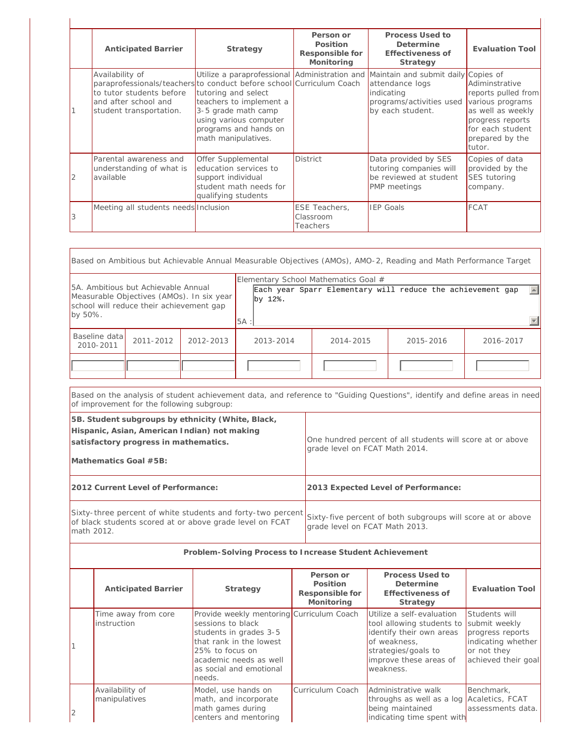| | Anticipated Barrier | Strategy | Person or Position Responsible for Monitoring | Process Used to Determine Effectiveness of Strategy | Evaluation Tool |
|---|---|---|---|---|---|
| 1 | Availability of paraprofessionals/teachers to tutor students before and after school and student transportation. | Utilize a paraprofessional to conduct before school tutoring and select teachers to implement a 3-5 grade math camp using various computer programs and hands on math manipulatives. | Administration and Curriculum Coach | Maintain and submit daily attendance logs indicating programs/activities used by each student. | Copies of Adiminstrative reports pulled from various programs as well as weekly progress reports for each student prepared by the tutor. |
| 2 | Parental awareness and understanding of what is available | Offer Supplemental education services to support individual student math needs for qualifying students | District | Data provided by SES tutoring companies will be reviewed at student PMP meetings | Copies of data provided by the SES tutoring company. |
| 3 | Meeting all students needs | Inclusion | ESE Teachers, Classroom Teachers | IEP Goals | FCAT |

Based on Ambitious but Achievable Annual Measurable Objectives (AMOs), AMO-2, Reading and Math Performance Target

| 5A. Ambitious but Achievable Annual Measurable Objectives (AMOs). In six year school will reduce their achievement gap by 50%. | | | Elementary School Mathematics Goal # 5A : Each year Sparr Elementary will reduce the achievement gap by 12%. | | | |
|---|---|---|---|---|---|---|
| Baseline data 2010-2011 | 2011-2012 | 2012-2013 | 2013-2014 | 2014-2015 | 2015-2016 | 2016-2017 |
| | | | | | | |

Based on the analysis of student achievement data, and reference to "Guiding Questions", identify and define areas in need of improvement for the following subgroup:

| **5B. Student subgroups by ethnicity (White, Black, Hispanic, Asian, American Indian) not making satisfactory progress in mathematics.** **Mathematics Goal #5B:** | One hundred percent of all students will score at or above grade level on FCAT Math 2014. |
|---|---|
| **2012 Current Level of Performance:** | **2013 Expected Level of Performance:** |
| Sixty-three percent of white students and forty-two percent of black students scored at or above grade level on FCAT math 2012. | Sixty-five percent of both subgroups will score at or above grade level on FCAT Math 2013. |

**Problem-Solving Process to Increase Student Achievement**

| | Anticipated Barrier | Strategy | Person or Position Responsible for Monitoring | Process Used to Determine Effectiveness of Strategy | Evaluation Tool |
|---|---|---|---|---|---|
| 1 | Time away from core instruction | Provide weekly mentoring sessions to black students in grades 3-5 that rank in the lowest 25% to focus on academic needs as well as social and emotional needs. | Curriculum Coach | Utilize a self-evaluation tool allowing students to identify their own areas of weakness, strategies/goals to improve these areas of weakness. | Students will submit weekly progress reports indicating whether or not they achieved their goal |
| 2 | Availability of manipulatives | Model, use hands on math, and incorporate math games during centers and mentoring | Curriculum Coach | Administrative walk throughs as well as a log being maintained indicating time spent with | Benchmark, Acaletics, FCAT assessments data. |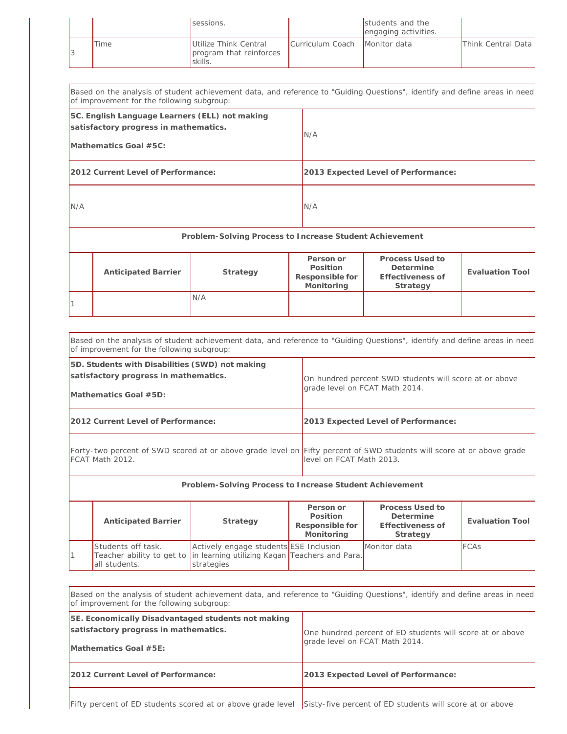| | | sessions. | | students and the engaging activities. | |
|---|---|---|---|---|---|
| 3 | Time | Utilize Think Central program that reinforces skills. | Curriculum Coach | Monitor data | Think Central Data |

Based on the analysis of student achievement data, and reference to "Guiding Questions", identify and define areas in need of improvement for the following subgroup:

| **5C. English Language Learners (ELL) not making satisfactory progress in mathematics.**<br><br>**Mathematics Goal #5C:** | N/A |
|---|---|
| **2012 Current Level of Performance:** | **2013 Expected Level of Performance:** |
| N/A | N/A |

**Problem-Solving Process to Increase Student Achievement**

| | Anticipated Barrier | Strategy | Person or Position Responsible for Monitoring | Process Used to Determine Effectiveness of Strategy | Evaluation Tool |
|---|---|---|---|---|---|
| 1 | | N/A | | | |

Based on the analysis of student achievement data, and reference to "Guiding Questions", identify and define areas in need of improvement for the following subgroup:

| **5D. Students with Disabilities (SWD) not making satisfactory progress in mathematics.**<br><br>**Mathematics Goal #5D:** | On hundred percent SWD students will score at or above grade level on FCAT Math 2014. |
|---|---|
| **2012 Current Level of Performance:** | **2013 Expected Level of Performance:** |
| Forty-two percent of SWD scored at or above grade level on FCAT Math 2012. | Fifty percent of SWD students will score at or above grade level on FCAT Math 2013. |

**Problem-Solving Process to Increase Student Achievement**

| | Anticipated Barrier | Strategy | Person or Position Responsible for Monitoring | Process Used to Determine Effectiveness of Strategy | Evaluation Tool |
|---|---|---|---|---|---|
| 1 | Students off task. Teacher ability to get to all students. | Actively engage students in learning utilizing Kagan strategies | ESE Inclusion Teachers and Para. | Monitor data | FCAs |

Based on the analysis of student achievement data, and reference to "Guiding Questions", identify and define areas in need of improvement for the following subgroup:

| **5E. Economically Disadvantaged students not making satisfactory progress in mathematics.**<br><br>**Mathematics Goal #5E:** | One hundred percent of ED students will score at or above grade level on FCAT Math 2014. |
|---|---|
| **2012 Current Level of Performance:** | **2013 Expected Level of Performance:** |
| Fifty percent of ED students scored at or above grade level | Sisty-five percent of ED students will score at or above |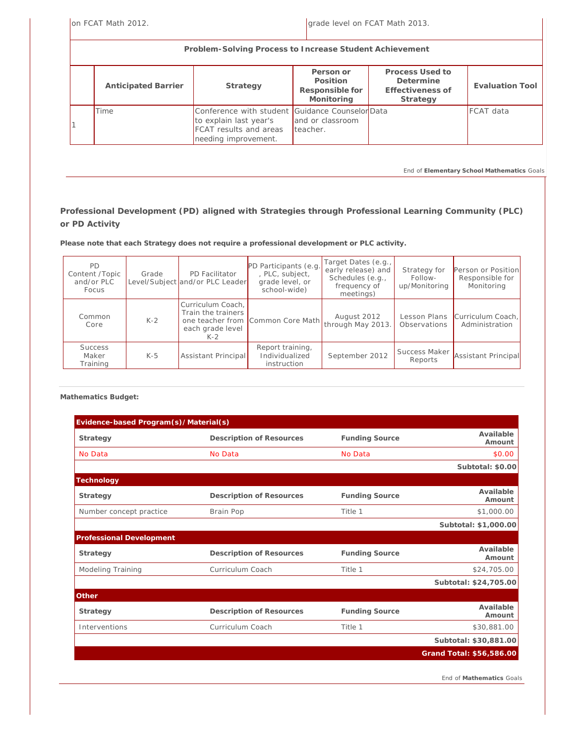| on FCAT Math 2012. | grade level on FCAT Math 2013. |
|---|---|

**Problem-Solving Process to Increase Student Achievement**

| | Anticipated Barrier | Strategy | Person or Position Responsible for Monitoring | Process Used to Determine Effectiveness of Strategy | Evaluation Tool |
|---|---|---|---|---|---|
| 1 | Time | Conference with student to explain last year's FCAT results and areas needing improvement. | Guidance Counselor and or classroom teacher. | Data | FCAT data |

End of **Elementary School Mathematics** Goals

**Professional Development (PD) aligned with Strategies through Professional Learning Community (PLC) or PD Activity**

**Please note that each Strategy does not require a professional development or PLC activity.**

| PD Content /Topic and/or PLC Focus | Grade Level/Subject | PD Facilitator and/or PLC Leader | PD Participants (e.g. , PLC, subject, grade level, or school-wide) | Target Dates (e.g., early release) and Schedules (e.g., frequency of meetings) | Strategy for Follow-up/Monitoring | Person or Position Responsible for Monitoring |
|---|---|---|---|---|---|---|
| Common Core | K-2 | Curriculum Coach, Train the trainers one teacher from each grade level K-2 | Common Core Math | August 2012 through May 2013. | Lesson Plans Observations | Curriculum Coach, Administration |
| Success Maker Training | K-5 | Assistant Principal | Report training, Individualized instruction | September 2012 | Success Maker Reports | Assistant Principal |

**Mathematics Budget:**

| Strategy | Description of Resources | Funding Source | Available Amount |
|---|---|---|---|
| **Evidence-based Program(s)/Material(s)** | | | |
| No Data | No Data | No Data | $0.00 |
| | | | **Subtotal: $0.00** |
| **Technology** | | | |
| Number concept practice | Brain Pop | Title 1 | $1,000.00 |
| | | | **Subtotal: $1,000.00** |
| **Professional Development** | | | |
| Modeling Training | Curriculum Coach | Title 1 | $24,705.00 |
| | | | **Subtotal: $24,705.00** |
| **Other** | | | |
| Interventions | Curriculum Coach | Title 1 | $30,881.00 |
| | | | **Subtotal: $30,881.00** |
| | | | **Grand Total: $56,586.00** |

End of **Mathematics** Goals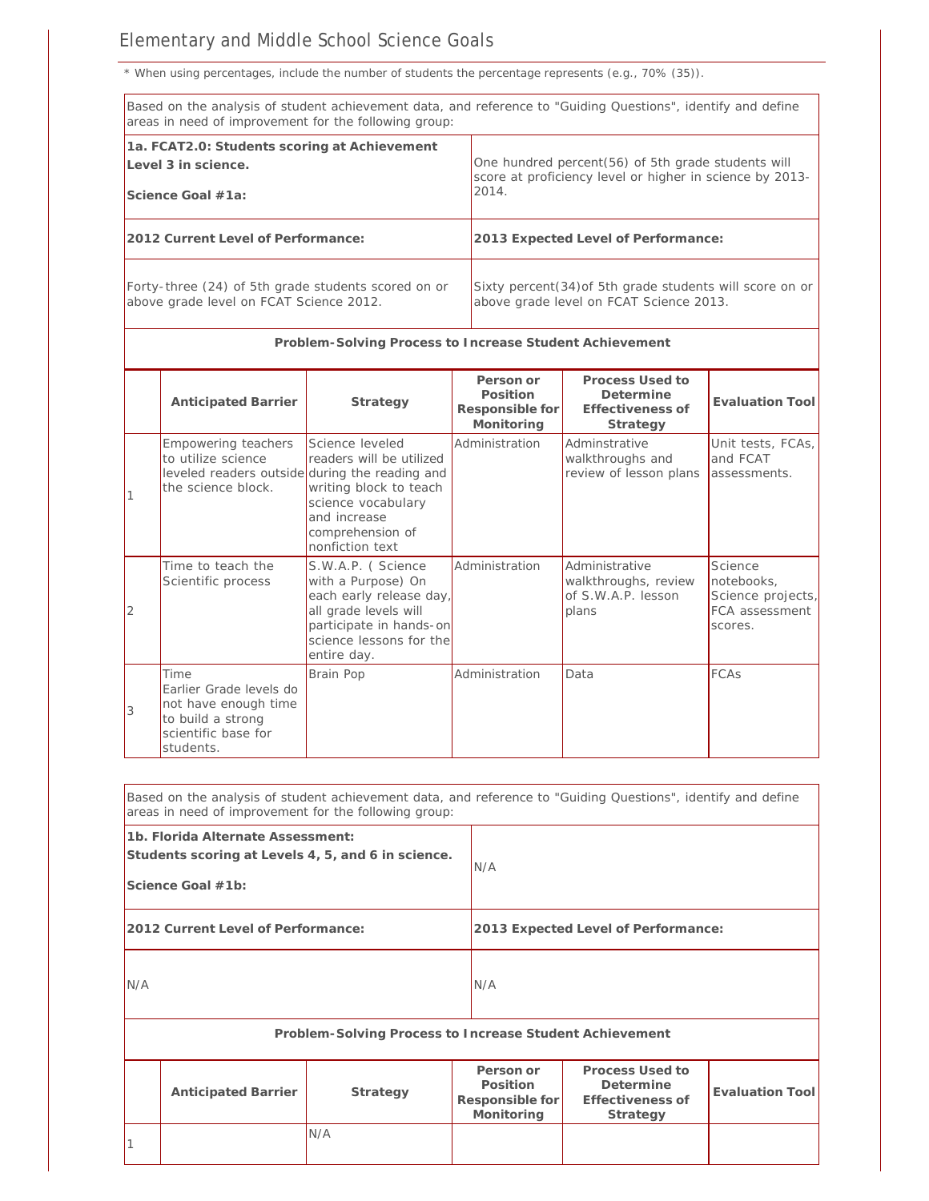## Elementary and Middle School Science Goals

\* When using percentages, include the number of students the percentage represents (e.g., 70% (35)).

| Based on the analysis of student achievement data, and reference to "Guiding Questions", identify and define areas in need of improvement for the following group: | |
|---|---|
| **1a. FCAT2.0: Students scoring at Achievement Level 3 in science.**<br><br>**Science Goal #1a:** | One hundred percent(56) of 5th grade students will score at proficiency level or higher in science by 2013-2014. |
| **2012 Current Level of Performance:** | **2013 Expected Level of Performance:** |
| Forty-three (24) of 5th grade students scored on or above grade level on FCAT Science 2012. | Sixty percent(34)of 5th grade students will score on or above grade level on FCAT Science 2013. |

**Problem-Solving Process to Increase Student Achievement**

| | Anticipated Barrier | Strategy | Person or Position Responsible for Monitoring | Process Used to Determine Effectiveness of Strategy | Evaluation Tool |
|---|---|---|---|---|---|
| 1 | Empowering teachers to utilize science leveled readers outside the science block. | Science leveled readers will be utilized during the reading and writing block to teach science vocabulary and increase comprehension of nonfiction text | Administration | Adminstrative walkthroughs and review of lesson plans | Unit tests, FCAs, and FCAT assessments. |
| 2 | Time to teach the Scientific process | S.W.A.P. ( Science with a Purpose) On each early release day, all grade levels will participate in hands-on science lessons for the entire day. | Administration | Administrative walkthroughs, review of S.W.A.P. lesson plans | Science notebooks, Science projects, FCA assessment scores. |
| 3 | Time<br>Earlier Grade levels do not have enough time to build a strong scientific base for students. | Brain Pop | Administration | Data | FCAs |

| Based on the analysis of student achievement data, and reference to "Guiding Questions", identify and define areas in need of improvement for the following group: | |
|---|---|
| **1b. Florida Alternate Assessment: Students scoring at Levels 4, 5, and 6 in science.**<br><br>**Science Goal #1b:** | N/A |
| **2012 Current Level of Performance:** | **2013 Expected Level of Performance:** |
| N/A | N/A |

**Problem-Solving Process to Increase Student Achievement**

| | Anticipated Barrier | Strategy | Person or Position Responsible for Monitoring | Process Used to Determine Effectiveness of Strategy | Evaluation Tool |
|---|---|---|---|---|---|
| 1 | | N/A | | | |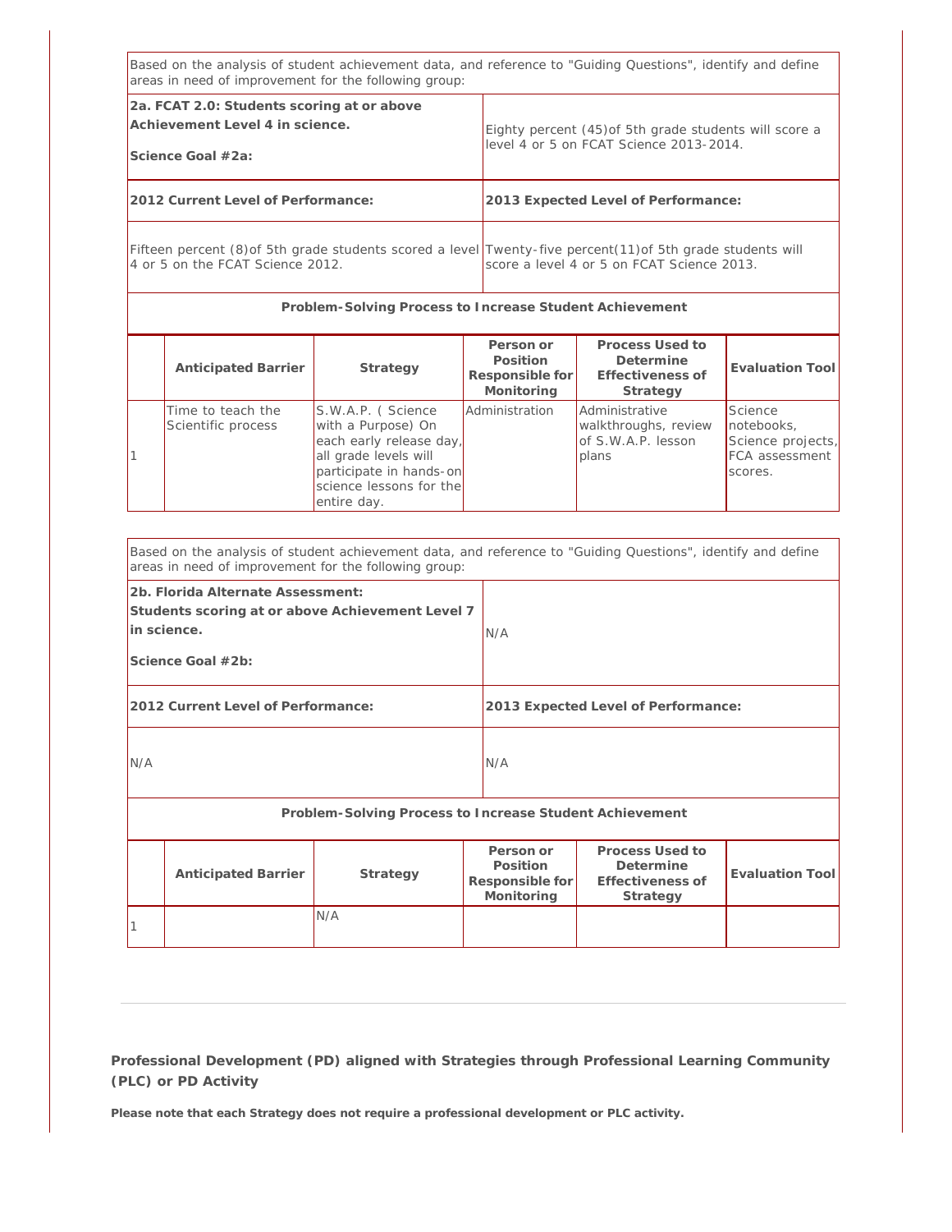| Based on the analysis of student achievement data, and reference to "Guiding Questions", identify and define areas in need of improvement for the following group: | |
|---|---|
| **2a. FCAT 2.0: Students scoring at or above Achievement Level 4 in science.**<br><br>**Science Goal #2a:** | Eighty percent (45)of 5th grade students will score a level 4 or 5 on FCAT Science 2013-2014. |
| **2012 Current Level of Performance:** | **2013 Expected Level of Performance:** |
| Fifteen percent (8)of 5th grade students scored a level 4 or 5 on the FCAT Science 2012. | Twenty-five percent(11)of 5th grade students will score a level 4 or 5 on FCAT Science 2013. |

**Problem-Solving Process to Increase Student Achievement**

| | Anticipated Barrier | Strategy | Person or Position Responsible for Monitoring | Process Used to Determine Effectiveness of Strategy | Evaluation Tool |
|---|---|---|---|---|---|
| 1 | Time to teach the Scientific process | S.W.A.P. ( Science with a Purpose) On each early release day, all grade levels will participate in hands-on science lessons for the entire day. | Administration | Administrative walkthroughs, review of S.W.A.P. lesson plans | Science notebooks, Science projects, FCA assessment scores. |

| Based on the analysis of student achievement data, and reference to "Guiding Questions", identify and define areas in need of improvement for the following group: | |
|---|---|
| **2b. Florida Alternate Assessment: Students scoring at or above Achievement Level 7 in science.**<br><br>**Science Goal #2b:** | N/A |
| **2012 Current Level of Performance:** | **2013 Expected Level of Performance:** |
| N/A | N/A |

**Problem-Solving Process to Increase Student Achievement**

| | Anticipated Barrier | Strategy | Person or Position Responsible for Monitoring | Process Used to Determine Effectiveness of Strategy | Evaluation Tool |
|---|---|---|---|---|---|
| 1 | | N/A | | | |

**Professional Development (PD) aligned with Strategies through Professional Learning Community (PLC) or PD Activity**

**Please note that each Strategy does not require a professional development or PLC activity.**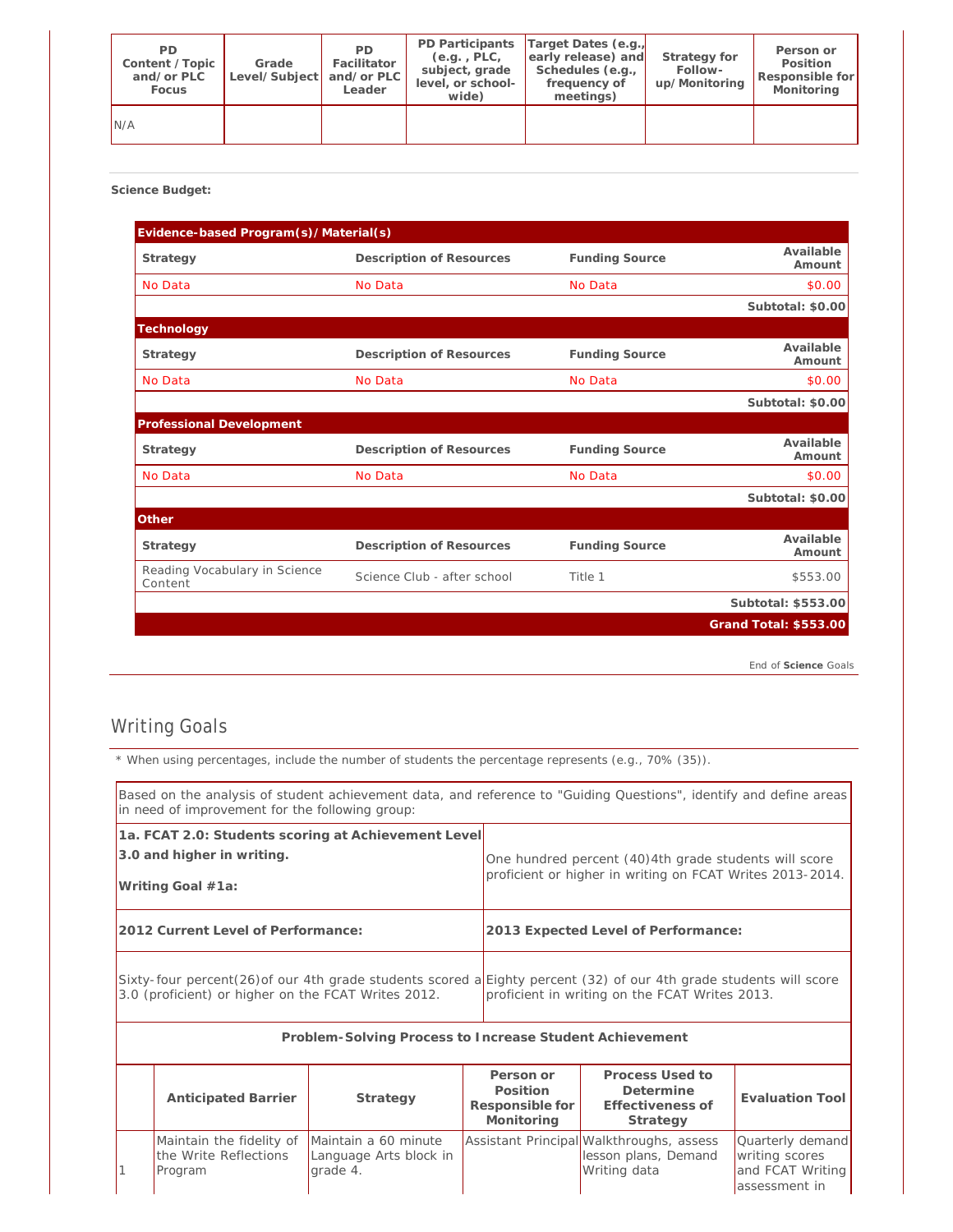| PD Content / Topic and/or PLC Focus | Grade Level/Subject | PD Facilitator and/or PLC Leader | PD Participants (e.g. , PLC, subject, grade level, or school-wide) | Target Dates (e.g., early release) and Schedules (e.g., frequency of meetings) | Strategy for Follow-up/Monitoring | Person or Position Responsible for Monitoring |
|---|---|---|---|---|---|---|
| N/A | | | | | | |

**Science Budget:**

| Evidence-based Program(s)/Material(s) | | | |
|---|---|---|---|
| **Strategy** | **Description of Resources** | **Funding Source** | **Available Amount** |
| No Data | No Data | No Data | $0.00 |
| | | | **Subtotal: $0.00** |
| **Technology** | | | |
| **Strategy** | **Description of Resources** | **Funding Source** | **Available Amount** |
| No Data | No Data | No Data | $0.00 |
| | | | **Subtotal: $0.00** |
| **Professional Development** | | | |
| **Strategy** | **Description of Resources** | **Funding Source** | **Available Amount** |
| No Data | No Data | No Data | $0.00 |
| | | | **Subtotal: $0.00** |
| **Other** | | | |
| **Strategy** | **Description of Resources** | **Funding Source** | **Available Amount** |
| Reading Vocabulary in Science Content | Science Club - after school | Title 1 | $553.00 |
| | | | **Subtotal: $553.00** |
| | | | **Grand Total: $553.00** |

End of **Science** Goals

## Writing Goals

\* When using percentages, include the number of students the percentage represents (e.g., 70% (35)).

Based on the analysis of student achievement data, and reference to "Guiding Questions", identify and define areas in need of improvement for the following group:

| **1a. FCAT 2.0: Students scoring at Achievement Level 3.0 and higher in writing.** **Writing Goal #1a:** | One hundred percent (40)4th grade students will score proficient or higher in writing on FCAT Writes 2013-2014. |
|---|---|
| **2012 Current Level of Performance:** | **2013 Expected Level of Performance:** |
| Sixty-four percent(26)of our 4th grade students scored a 3.0 (proficient) or higher on the FCAT Writes 2012. | Eighty percent (32) of our 4th grade students will score proficient in writing on the FCAT Writes 2013. |

**Problem-Solving Process to Increase Student Achievement**

| | Anticipated Barrier | Strategy | Person or Position Responsible for Monitoring | Process Used to Determine Effectiveness of Strategy | Evaluation Tool |
|---|---|---|---|---|---|
| 1 | Maintain the fidelity of the Write Reflections Program | Maintain a 60 minute Language Arts block in grade 4. | Assistant Principal | Walkthroughs, assess lesson plans, Demand Writing data | Quarterly demand writing scores and FCAT Writing assessment in |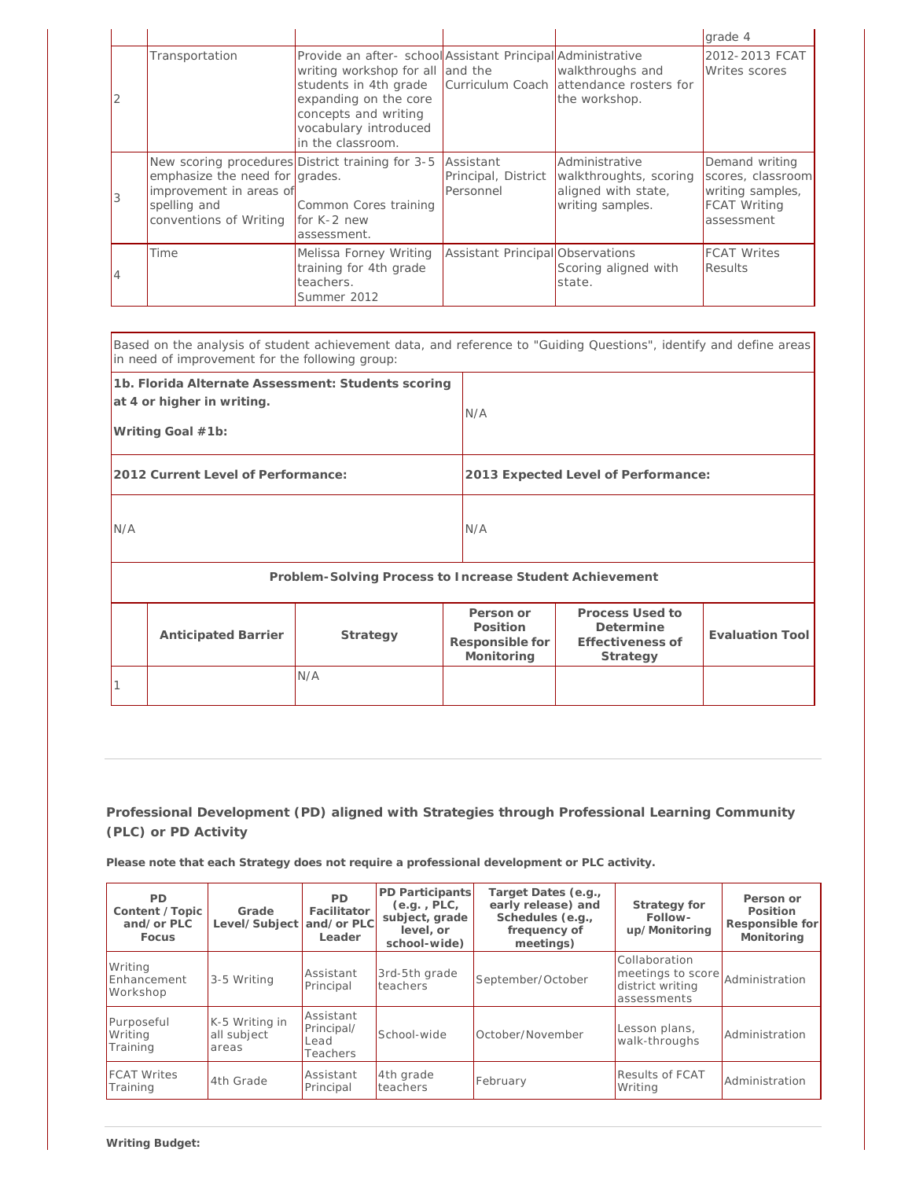| | | | | | grade 4 |
|---|---|---|---|---|---|
| 2 | Transportation | Provide an after- school writing workshop for all students in 4th grade expanding on the core concepts and writing vocabulary introduced in the classroom. | Assistant Principal and the Curriculum Coach | Administrative walkthroughs and attendance rosters for the workshop. | 2012-2013 FCAT Writes scores |
| 3 | New scoring procedures emphasize the need for improvement in areas of spelling and conventions of Writing | District training for 3-5 grades. Common Cores training for K-2 new assessment. | Assistant Principal, District Personnel | Administrative walkthroughts, scoring aligned with state, writing samples. | Demand writing scores, classroom writing samples, FCAT Writing assessment |
| 4 | Time | Melissa Forney Writing training for 4th grade teachers. Summer 2012 | Assistant Principal | Observations Scoring aligned with state. | FCAT Writes Results |

Based on the analysis of student achievement data, and reference to "Guiding Questions", identify and define areas in need of improvement for the following group:

| **1b. Florida Alternate Assessment: Students scoring at 4 or higher in writing.** **Writing Goal #1b:** | N/A |
|---|---|
| **2012 Current Level of Performance:** | **2013 Expected Level of Performance:** |
| N/A | N/A |

**Problem-Solving Process to Increase Student Achievement**

| | Anticipated Barrier | Strategy | Person or Position Responsible for Monitoring | Process Used to Determine Effectiveness of Strategy | Evaluation Tool |
|---|---|---|---|---|---|
| 1 | | N/A | | | |

## Professional Development (PD) aligned with Strategies through Professional Learning Community (PLC) or PD Activity

**Please note that each Strategy does not require a professional development or PLC activity.**

| PD Content /Topic and/or PLC Focus | Grade Level/Subject | PD Facilitator and/or PLC Leader | PD Participants (e.g. , PLC, subject, grade level, or school-wide) | Target Dates (e.g., early release) and Schedules (e.g., frequency of meetings) | Strategy for Follow-up/Monitoring | Person or Position Responsible for Monitoring |
|---|---|---|---|---|---|---|
| Writing Enhancement Workshop | 3-5 Writing | Assistant Principal | 3rd-5th grade teachers | September/October | Collaboration meetings to score district writing assessments | Administration |
| Purposeful Writing Training | K-5 Writing in all subject areas | Assistant Principal/ Lead Teachers | School-wide | October/November | Lesson plans, walk-throughs | Administration |
| FCAT Writes Training | 4th Grade | Assistant Principal | 4th grade teachers | February | Results of FCAT Writing | Administration |

**Writing Budget:**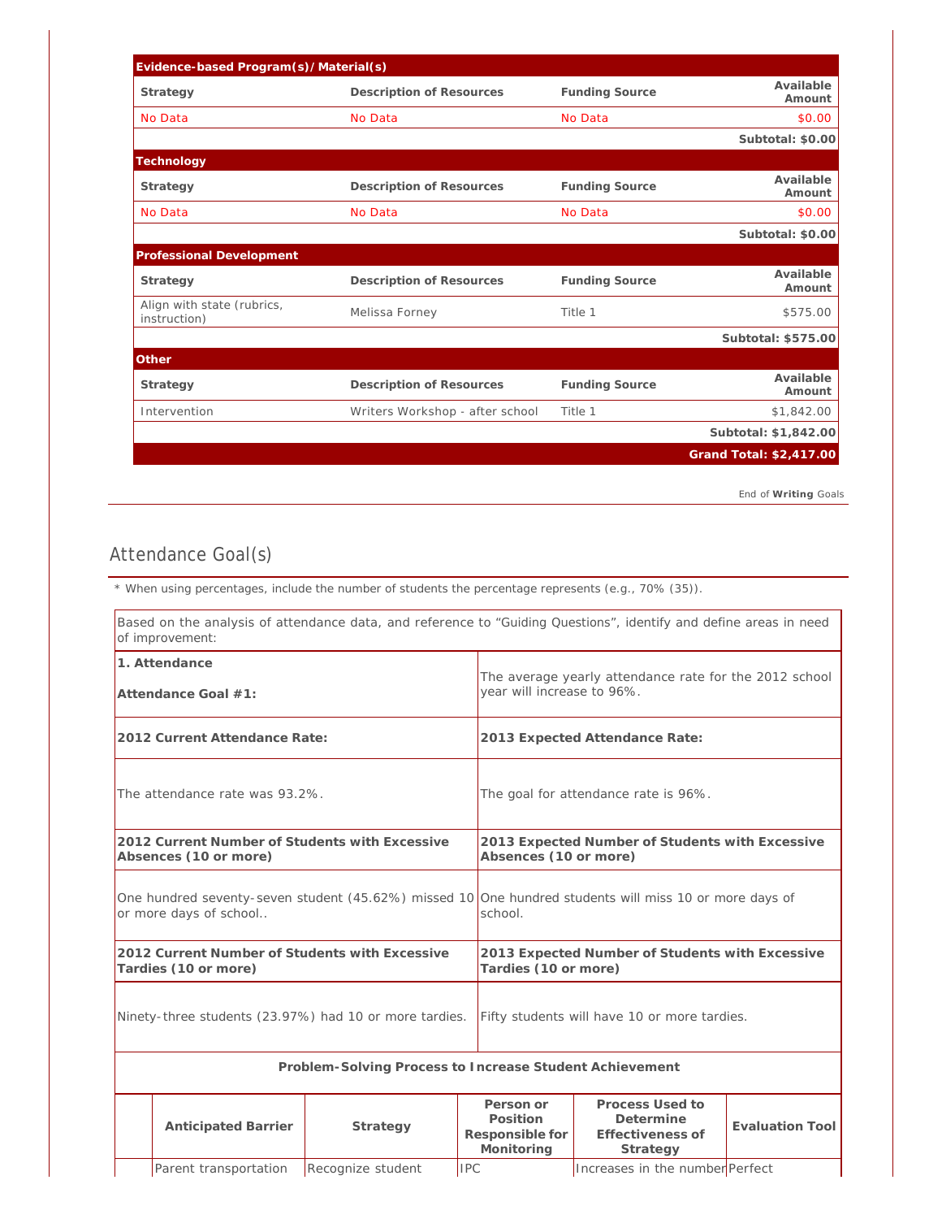| Evidence-based Program(s)/Material(s) | | | |
|---|---|---|---|
| **Strategy** | **Description of Resources** | **Funding Source** | **Available Amount** |
| No Data | No Data | No Data | $0.00 |
| | | | **Subtotal: $0.00** |

| Technology | | | |
|---|---|---|---|
| **Strategy** | **Description of Resources** | **Funding Source** | **Available Amount** |
| No Data | No Data | No Data | $0.00 |
| | | | **Subtotal: $0.00** |

| Professional Development | | | |
|---|---|---|---|
| **Strategy** | **Description of Resources** | **Funding Source** | **Available Amount** |
| Align with state (rubrics, instruction) | Melissa Forney | Title 1 | $575.00 |
| | | | **Subtotal: $575.00** |

| Other | | | |
|---|---|---|---|
| **Strategy** | **Description of Resources** | **Funding Source** | **Available Amount** |
| Intervention | Writers Workshop - after school | Title 1 | $1,842.00 |
| | | | **Subtotal: $1,842.00** |
| | | | **Grand Total: $2,417.00** |

End of **Writing** Goals

## Attendance Goal(s)

* When using percentages, include the number of students the percentage represents (e.g., 70% (35)).

Based on the analysis of attendance data, and reference to "Guiding Questions", identify and define areas in need of improvement:

| **1. Attendance**<br><br>**Attendance Goal #1:** | The average yearly attendance rate for the 2012 school year will increase to 96%. |
|---|---|
| **2012 Current Attendance Rate:** | **2013 Expected Attendance Rate:** |
| The attendance rate was 93.2%. | The goal for attendance rate is 96%. |
| **2012 Current Number of Students with Excessive Absences (10 or more)** | **2013 Expected Number of Students with Excessive Absences (10 or more)** |
| One hundred seventy-seven student (45.62%) missed 10 or more days of school.. | One hundred students will miss 10 or more days of school. |
| **2012 Current Number of Students with Excessive Tardies (10 or more)** | **2013 Expected Number of Students with Excessive Tardies (10 or more)** |
| Ninety-three students (23.97%) had 10 or more tardies. | Fifty students will have 10 or more tardies. |

**Problem-Solving Process to Increase Student Achievement**

| | Anticipated Barrier | Strategy | Person or Position Responsible for Monitoring | Process Used to Determine Effectiveness of Strategy | Evaluation Tool |
|---|---|---|---|---|---|
| | Parent transportation | Recognize student | IPC | Increases in the number | Perfect |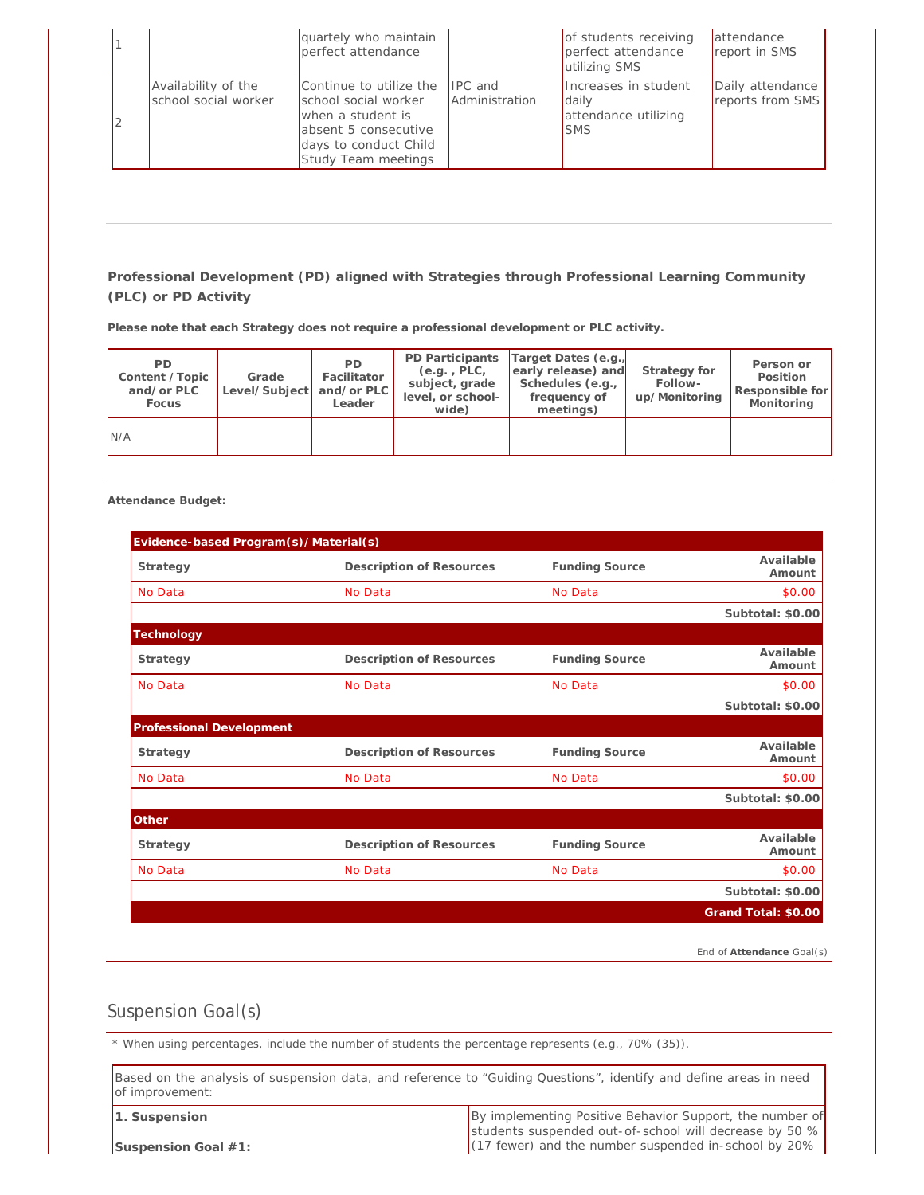| | | | | | |
|---|---|---|---|---|---|
| 1 | | quartely who maintain perfect attendance | | of students receiving perfect attendance utilizing SMS | attendance report in SMS |
| 2 | Availability of the school social worker | Continue to utilize the school social worker when a student is absent 5 consecutive days to conduct Child Study Team meetings | IPC and Administration | Increases in student daily attendance utilizing SMS | Daily attendance reports from SMS |

### Professional Development (PD) aligned with Strategies through Professional Learning Community (PLC) or PD Activity

**Please note that each Strategy does not require a professional development or PLC activity.**

| PD Content /Topic and/or PLC Focus | Grade Level/Subject | PD Facilitator and/or PLC Leader | PD Participants (e.g., PLC, subject, grade level, or school-wide) | Target Dates (e.g., early release) and Schedules (e.g., frequency of meetings) | Strategy for Follow-up/Monitoring | Person or Position Responsible for Monitoring |
|---|---|---|---|---|---|---|
| N/A | | | | | | |

**Attendance Budget:**

| **Evidence-based Program(s)/Material(s)** | | | |
|---|---|---|---|
| **Strategy** | **Description of Resources** | **Funding Source** | **Available Amount** |
| No Data | No Data | No Data | $0.00 |
| | | | **Subtotal: $0.00** |
| **Technology** | | | |
| **Strategy** | **Description of Resources** | **Funding Source** | **Available Amount** |
| No Data | No Data | No Data | $0.00 |
| | | | **Subtotal: $0.00** |
| **Professional Development** | | | |
| **Strategy** | **Description of Resources** | **Funding Source** | **Available Amount** |
| No Data | No Data | No Data | $0.00 |
| | | | **Subtotal: $0.00** |
| **Other** | | | |
| **Strategy** | **Description of Resources** | **Funding Source** | **Available Amount** |
| No Data | No Data | No Data | $0.00 |
| | | | **Subtotal: $0.00** |
| | | | **Grand Total: $0.00** |

End of **Attendance** Goal(s)

## Suspension Goal(s)

* When using percentages, include the number of students the percentage represents (e.g., 70% (35)).

| Based on the analysis of suspension data, and reference to "Guiding Questions", identify and define areas in need of improvement: | |
|---|---|
| **1. Suspension**<br><br>**Suspension Goal #1:** | By implementing Positive Behavior Support, the number of students suspended out-of-school will decrease by 50 % (17 fewer) and the number suspended in-school by 20% |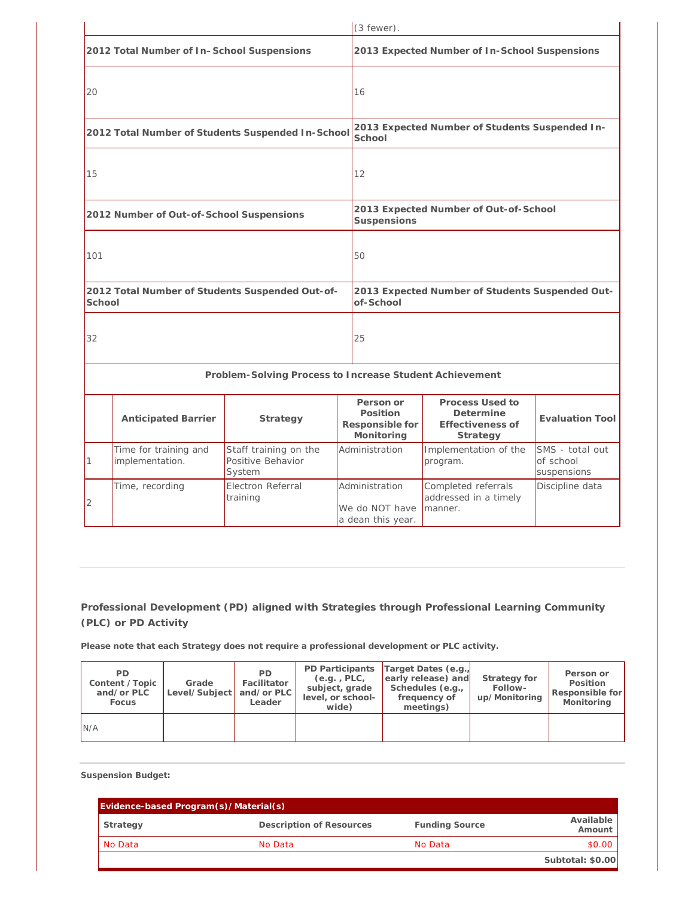| | (3 fewer). |
|---|---|
| **2012 Total Number of In–School Suspensions** | **2013 Expected Number of In-School Suspensions** |
| 20 | 16 |
| **2012 Total Number of Students Suspended In-School** | **2013 Expected Number of Students Suspended In-School** |
| 15 | 12 |
| **2012 Number of Out-of-School Suspensions** | **2013 Expected Number of Out-of-School Suspensions** |
| 101 | 50 |
| **2012 Total Number of Students Suspended Out-of-School** | **2013 Expected Number of Students Suspended Out-of-School** |
| 32 | 25 |

**Problem-Solving Process to Increase Student Achievement**

| | Anticipated Barrier | Strategy | Person or Position Responsible for Monitoring | Process Used to Determine Effectiveness of Strategy | Evaluation Tool |
|---|---|---|---|---|---|
| 1 | Time for training and implementation. | Staff training on the Positive Behavior System | Administration | Implementation of the program. | SMS - total out of school suspensions |
| 2 | Time, recording | Electron Referral training | Administration<br><br>We do NOT have a dean this year. | Completed referrals addressed in a timely manner. | Discipline data |

**Professional Development (PD) aligned with Strategies through Professional Learning Community (PLC) or PD Activity**

**Please note that each Strategy does not require a professional development or PLC activity.**

| PD Content /Topic and/or PLC Focus | Grade Level/Subject | PD Facilitator and/or PLC Leader | PD Participants (e.g. , PLC, subject, grade level, or school-wide) | Target Dates (e.g., early release) and Schedules (e.g., frequency of meetings) | Strategy for Follow-up/Monitoring | Person or Position Responsible for Monitoring |
|---|---|---|---|---|---|---|
| N/A | | | | | | |

**Suspension Budget:**

| **Evidence-based Program(s)/Material(s)** | | | |
|---|---|---|---|
| **Strategy** | **Description of Resources** | **Funding Source** | **Available Amount** |
| No Data | No Data | No Data | $0.00 |
| | | | **Subtotal: $0.00** |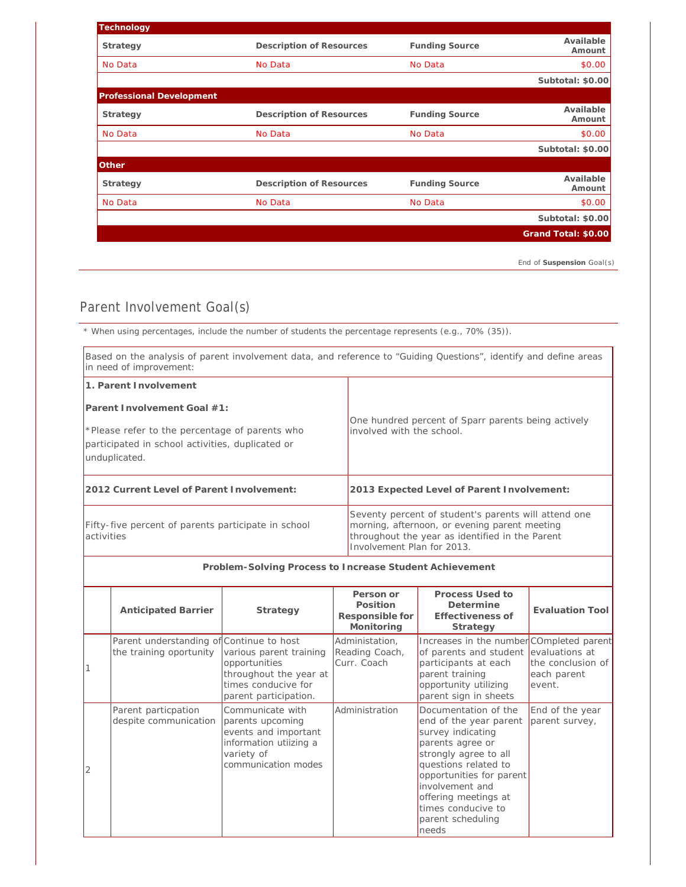| Technology | | | |
|---|---|---|---|
| **Strategy** | **Description of Resources** | **Funding Source** | **Available Amount** |
| No Data | No Data | No Data | $0.00 |
| | | | **Subtotal: $0.00** |

| Professional Development | | | |
|---|---|---|---|
| **Strategy** | **Description of Resources** | **Funding Source** | **Available Amount** |
| No Data | No Data | No Data | $0.00 |
| | | | **Subtotal: $0.00** |

| Other | | | |
|---|---|---|---|
| **Strategy** | **Description of Resources** | **Funding Source** | **Available Amount** |
| No Data | No Data | No Data | $0.00 |
| | | | **Subtotal: $0.00** |
| | | | **Grand Total: $0.00** |

End of **Suspension** Goal(s)

## Parent Involvement Goal(s)

* When using percentages, include the number of students the percentage represents (e.g., 70% (35)).

Based on the analysis of parent involvement data, and reference to "Guiding Questions", identify and define areas in need of improvement:

| | |
|---|---|
| **1. Parent Involvement**<br><br>**Parent Involvement Goal #1:**<br><br>*Please refer to the percentage of parents who participated in school activities, duplicated or unduplicated. | One hundred percent of Sparr parents being actively involved with the school. |
| **2012 Current Level of Parent Involvement:** | **2013 Expected Level of Parent Involvement:** |
| Fifty-five percent of parents participate in school activities | Seventy percent of student's parents will attend one morning, afternoon, or evening parent meeting throughout the year as identified in the Parent Involvement Plan for 2013. |

**Problem-Solving Process to Increase Student Achievement**

| | Anticipated Barrier | Strategy | Person or Position Responsible for Monitoring | Process Used to Determine Effectiveness of Strategy | Evaluation Tool |
|---|---|---|---|---|---|
| 1 | Parent understanding of the training oportunity | Continue to host various parent training opportunities throughout the year at times conducive for parent participation. | Administation, Reading Coach, Curr. Coach | Increases in the number of parents and student participants at each parent training opportunity utilizing parent sign in sheets | COmpleted parent evaluations at the conclusion of each parent event. |
| 2 | Parent particpation despite communication | Communicate with parents upcoming events and important information utiizing a variety of communication modes | Administration | Documentation of the end of the year parent survey indicating parents agree or strongly agree to all questions related to opportunities for parent involvement and offering meetings at times conducive to parent scheduling needs | End of the year parent survey, |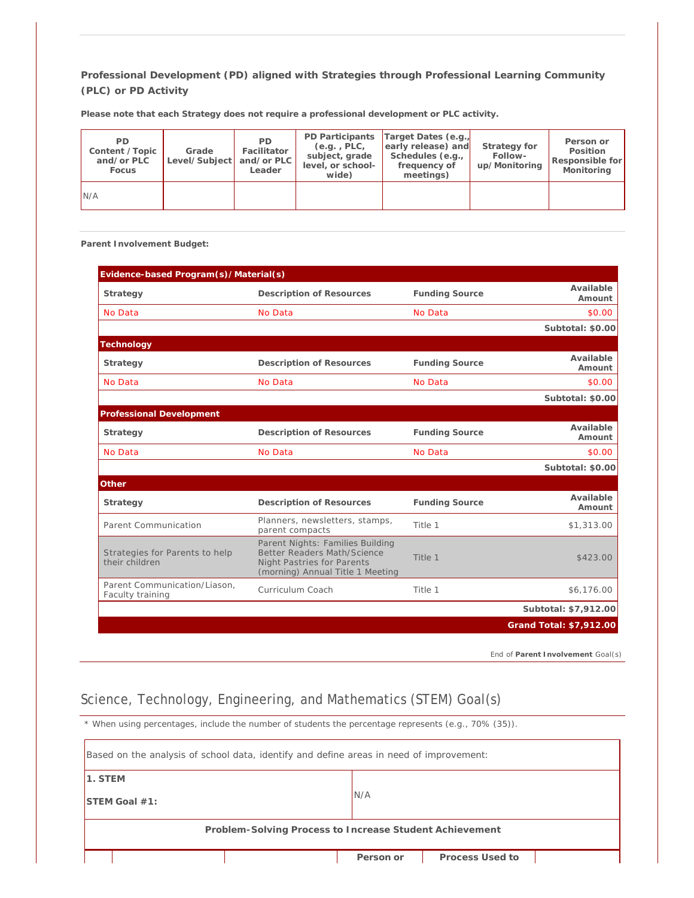**Professional Development (PD) aligned with Strategies through Professional Learning Community (PLC) or PD Activity**

**Please note that each Strategy does not require a professional development or PLC activity.**

| PD Content /Topic and/or PLC Focus | Grade Level/Subject | PD Facilitator and/or PLC Leader | PD Participants (e.g. , PLC, subject, grade level, or school-wide) | Target Dates (e.g., early release) and Schedules (e.g., frequency of meetings) | Strategy for Follow-up/Monitoring | Person or Position Responsible for Monitoring |
|---|---|---|---|---|---|---|
| N/A | | | | | | |

**Parent Involvement Budget:**

| Strategy | Description of Resources | Funding Source | Available Amount |
|---|---|---|---|
| **Evidence-based Program(s)/Material(s)** | | | |
| No Data | No Data | No Data | $0.00 |
| | | | **Subtotal: $0.00** |
| **Technology** | | | |
| No Data | No Data | No Data | $0.00 |
| | | | **Subtotal: $0.00** |
| **Professional Development** | | | |
| No Data | No Data | No Data | $0.00 |
| | | | **Subtotal: $0.00** |
| **Other** | | | |
| Parent Communication | Planners, newsletters, stamps, parent compacts | Title 1 | $1,313.00 |
| Strategies for Parents to help their children | Parent Nights: Families Building Better Readers Math/Science Night Pastries for Parents (morning) Annual Title 1 Meeting | Title 1 | $423.00 |
| Parent Communication/Liason, Faculty training | Curriculum Coach | Title 1 | $6,176.00 |
| | | | **Subtotal: $7,912.00** |
| | | | **Grand Total: $7,912.00** |

End of **Parent Involvement** Goal(s)

## Science, Technology, Engineering, and Mathematics (STEM) Goal(s)

* When using percentages, include the number of students the percentage represents (e.g., 70% (35)).

| Based on the analysis of school data, identify and define areas in need of improvement: | |
|---|---|
| **1. STEM** **STEM Goal #1:** | N/A |

**Problem-Solving Process to Increase Student Achievement**

| | | | Person or | Process Used to | |
|---|---|---|---|---|---|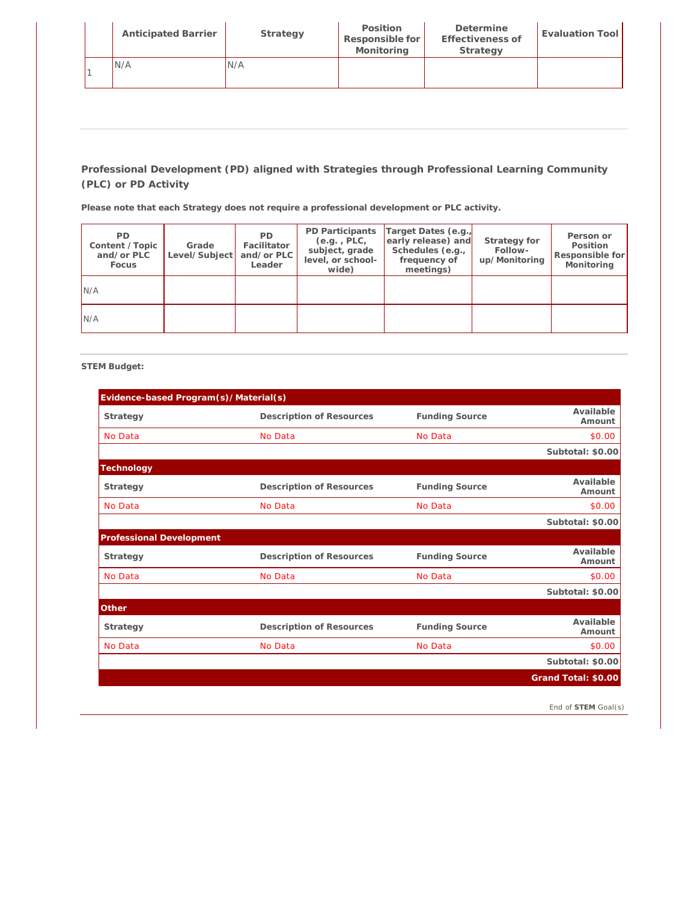| | Anticipated Barrier | Strategy | Position Responsible for Monitoring | Determine Effectiveness of Strategy | Evaluation Tool |
|---|---|---|---|---|---|
| 1 | N/A | N/A | | | |

### Professional Development (PD) aligned with Strategies through Professional Learning Community (PLC) or PD Activity

**Please note that each Strategy does not require a professional development or PLC activity.**

| PD Content / Topic and/or PLC Focus | Grade Level/Subject | PD Facilitator and/or PLC Leader | PD Participants (e.g. , PLC, subject, grade level, or school-wide) | Target Dates (e.g., early release) and Schedules (e.g., frequency of meetings) | Strategy for Follow-up/Monitoring | Person or Position Responsible for Monitoring |
|---|---|---|---|---|---|---|
| N/A | | | | | | |
| N/A | | | | | | |

**STEM Budget:**

| **Evidence-based Program(s)/Material(s)** | | | |
|---|---|---|---|
| **Strategy** | **Description of Resources** | **Funding Source** | **Available Amount** |
| No Data | No Data | No Data | $0.00 |
| | | | **Subtotal: $0.00** |
| **Technology** | | | |
| **Strategy** | **Description of Resources** | **Funding Source** | **Available Amount** |
| No Data | No Data | No Data | $0.00 |
| | | | **Subtotal: $0.00** |
| **Professional Development** | | | |
| **Strategy** | **Description of Resources** | **Funding Source** | **Available Amount** |
| No Data | No Data | No Data | $0.00 |
| | | | **Subtotal: $0.00** |
| **Other** | | | |
| **Strategy** | **Description of Resources** | **Funding Source** | **Available Amount** |
| No Data | No Data | No Data | $0.00 |
| | | | **Subtotal: $0.00** |
| | | | **Grand Total: $0.00** |

End of **STEM** Goal(s)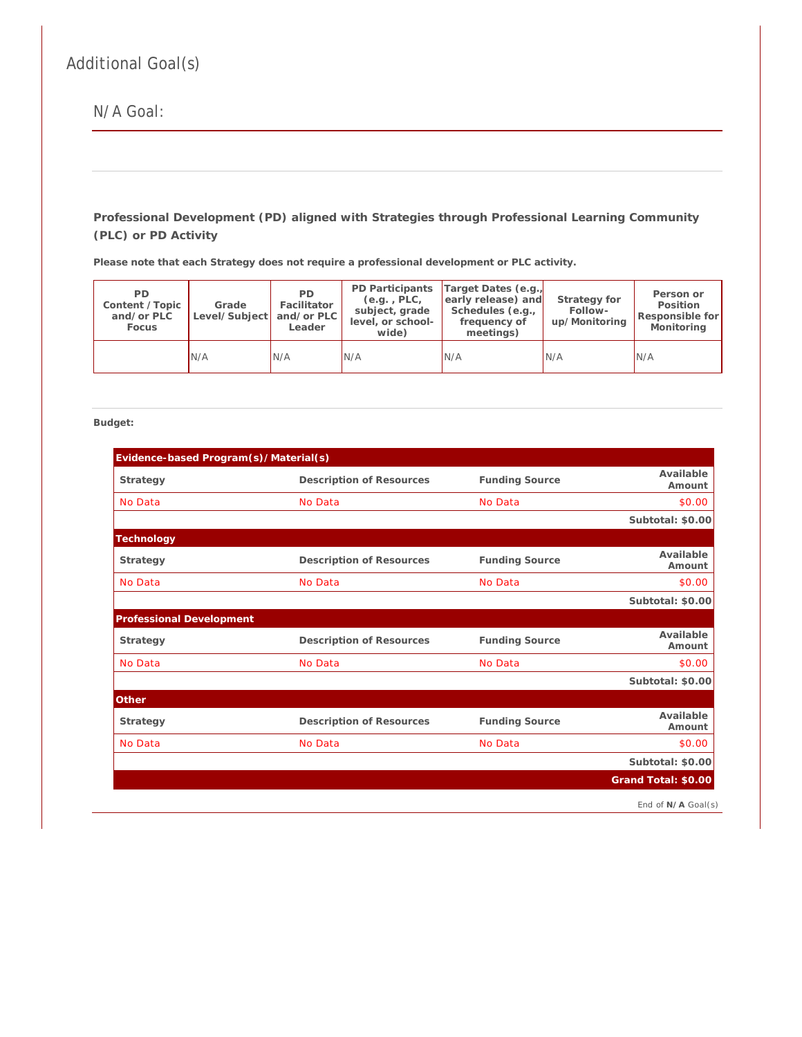# Additional Goal(s)

## N/A Goal:

**Professional Development (PD) aligned with Strategies through Professional Learning Community (PLC) or PD Activity**

**Please note that each Strategy does not require a professional development or PLC activity.**

| PD Content / Topic and/or PLC Focus | Grade Level/Subject | PD Facilitator and/or PLC Leader | PD Participants (e.g. , PLC, subject, grade level, or school-wide) | Target Dates (e.g., early release) and Schedules (e.g., frequency of meetings) | Strategy for Follow-up/Monitoring | Person or Position Responsible for Monitoring |
|---|---|---|---|---|---|---|
| | N/A | N/A | N/A | N/A | N/A | N/A |

**Budget:**

| Strategy | Description of Resources | Funding Source | Available Amount |
|---|---|---|---|
| **Evidence-based Program(s)/Material(s)** | | | |
| No Data | No Data | No Data | $0.00 |
| | | | **Subtotal: $0.00** |
| **Technology** | | | |
| No Data | No Data | No Data | $0.00 |
| | | | **Subtotal: $0.00** |
| **Professional Development** | | | |
| No Data | No Data | No Data | $0.00 |
| | | | **Subtotal: $0.00** |
| **Other** | | | |
| No Data | No Data | No Data | $0.00 |
| | | | **Subtotal: $0.00** |
| | | | **Grand Total: $0.00** |

End of **N/A** Goal(s)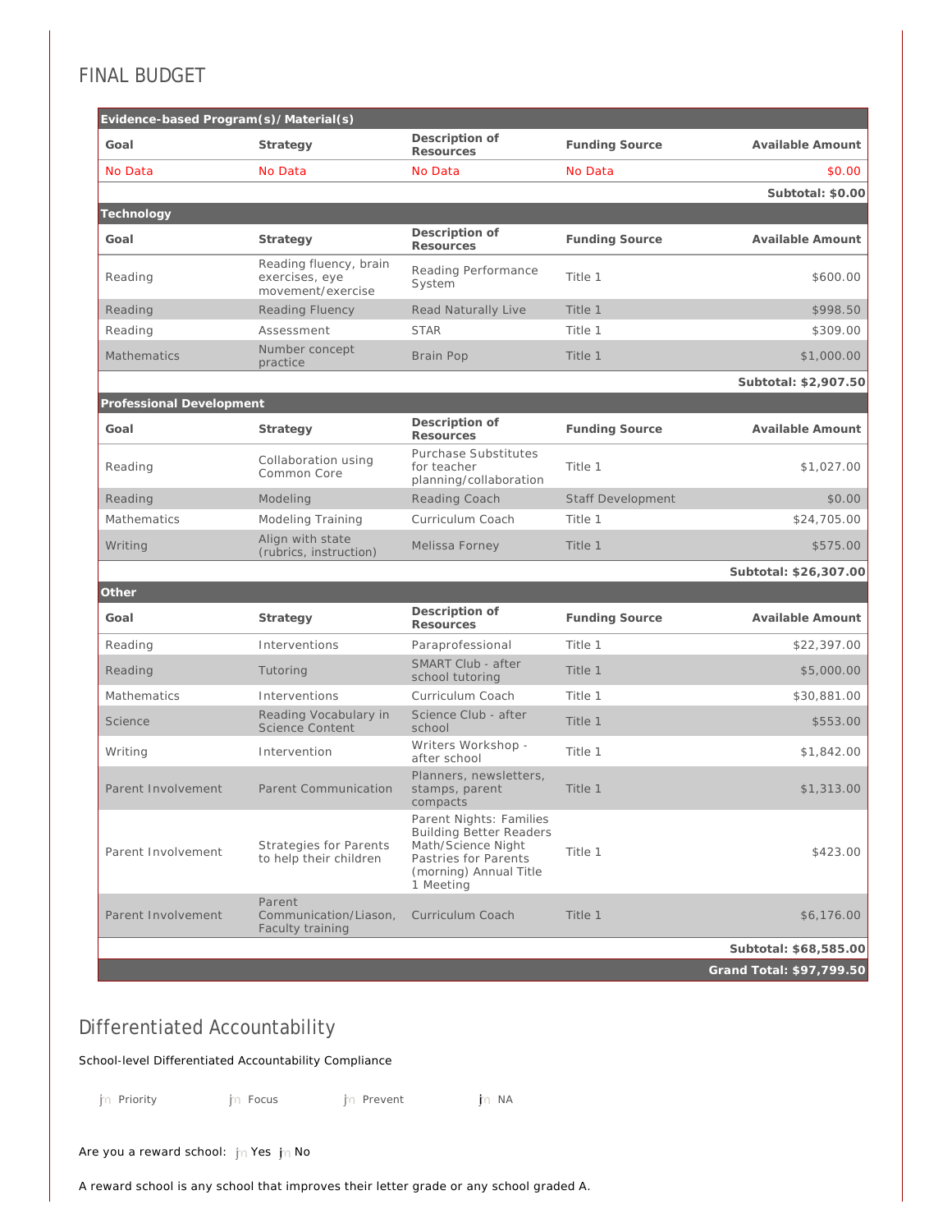# FINAL BUDGET

**Evidence-based Program(s)/Material(s)**

| Goal | Strategy | Description of Resources | Funding Source | Available Amount |
|---|---|---|---|---|
| No Data | No Data | No Data | No Data | $0.00 |
| | | | | **Subtotal: $0.00** |

**Technology**

| Goal | Strategy | Description of Resources | Funding Source | Available Amount |
|---|---|---|---|---|
| Reading | Reading fluency, brain exercises, eye movement/exercise | Reading Performance System | Title 1 | $600.00 |
| Reading | Reading Fluency | Read Naturally Live | Title 1 | $998.50 |
| Reading | Assessment | STAR | Title 1 | $309.00 |
| Mathematics | Number concept practice | Brain Pop | Title 1 | $1,000.00 |
| | | | | **Subtotal: $2,907.50** |

**Professional Development**

| Goal | Strategy | Description of Resources | Funding Source | Available Amount |
|---|---|---|---|---|
| Reading | Collaboration using Common Core | Purchase Substitutes for teacher planning/collaboration | Title 1 | $1,027.00 |
| Reading | Modeling | Reading Coach | Staff Development | $0.00 |
| Mathematics | Modeling Training | Curriculum Coach | Title 1 | $24,705.00 |
| Writing | Align with state (rubrics, instruction) | Melissa Forney | Title 1 | $575.00 |
| | | | | **Subtotal: $26,307.00** |

**Other**

| Goal | Strategy | Description of Resources | Funding Source | Available Amount |
|---|---|---|---|---|
| Reading | Interventions | Paraprofessional | Title 1 | $22,397.00 |
| Reading | Tutoring | SMART Club - after school tutoring | Title 1 | $5,000.00 |
| Mathematics | Interventions | Curriculum Coach | Title 1 | $30,881.00 |
| Science | Reading Vocabulary in Science Content | Science Club - after school | Title 1 | $553.00 |
| Writing | Intervention | Writers Workshop - after school | Title 1 | $1,842.00 |
| Parent Involvement | Parent Communication | Planners, newsletters, stamps, parent compacts | Title 1 | $1,313.00 |
| Parent Involvement | Strategies for Parents to help their children | Parent Nights: Families Building Better Readers Math/Science Night Pastries for Parents (morning) Annual Title 1 Meeting | Title 1 | $423.00 |
| Parent Involvement | Parent Communication/Liason, Faculty training | Curriculum Coach | Title 1 | $6,176.00 |
| | | | | **Subtotal: $68,585.00** |
| | | | | **Grand Total: $97,799.50** |

# Differentiated Accountability

School-level Differentiated Accountability Compliance

Priority Focus Prevent NA

Are you a reward school: Yes No

A reward school is any school that improves their letter grade or any school graded A.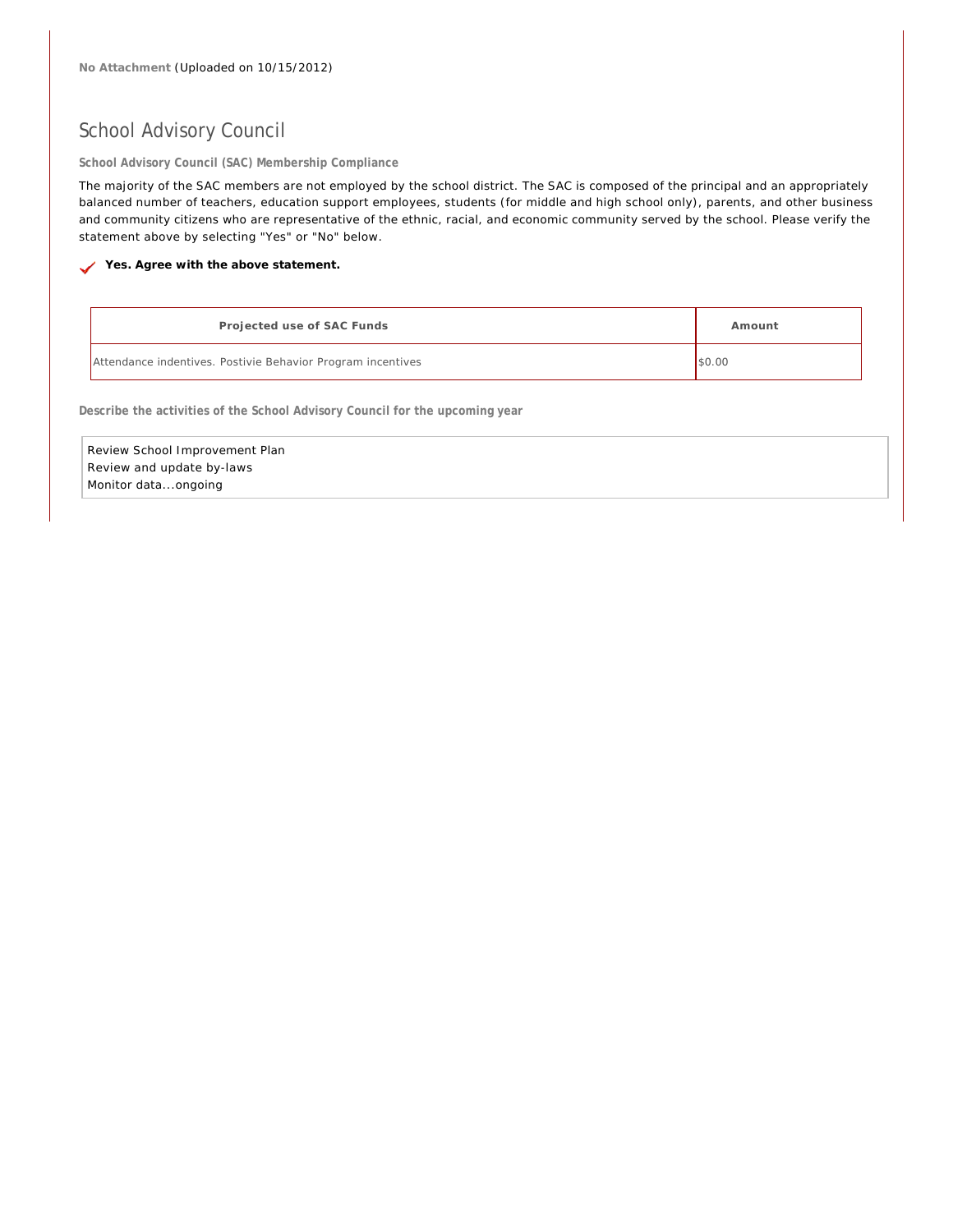**No Attachment** (Uploaded on 10/15/2012)

## School Advisory Council

**School Advisory Council (SAC) Membership Compliance**

The majority of the SAC members are not employed by the school district. The SAC is composed of the principal and an appropriately balanced number of teachers, education support employees, students (for middle and high school only), parents, and other business and community citizens who are representative of the ethnic, racial, and economic community served by the school. Please verify the statement above by selecting "Yes" or "No" below.

✓ **Yes. Agree with the above statement.**

| Projected use of SAC Funds | Amount |
| --- | --- |
| Attendance indentives. Postivie Behavior Program incentives | $0.00 |

**Describe the activities of the School Advisory Council for the upcoming year**

Review School Improvement Plan
Review and update by-laws
Monitor data...ongoing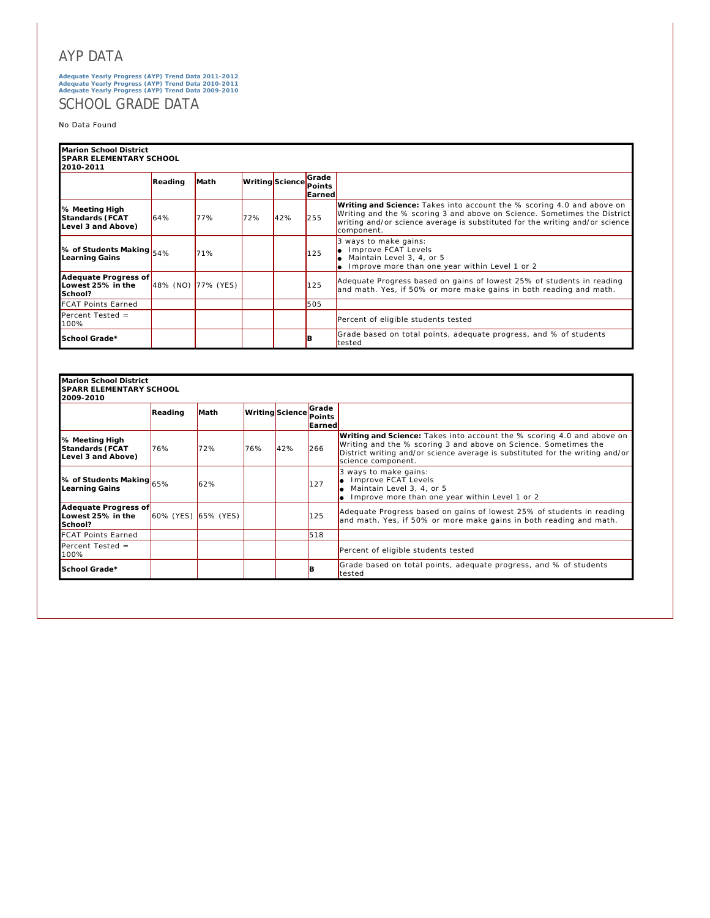# AYP DATA

**Adequate Yearly Progress (AYP) Trend Data 2011-2012**
**Adequate Yearly Progress (AYP) Trend Data 2010-2011**
**Adequate Yearly Progress (AYP) Trend Data 2009-2010**

# SCHOOL GRADE DATA

No Data Found

| **Marion School District SPARR ELEMENTARY SCHOOL 2010-2011** | | | | | | |
|---|---|---|---|---|---|---|
| | **Reading** | **Math** | **Writing** | **Science** | **Grade Points Earned** | |
| **% Meeting High Standards (FCAT Level 3 and Above)** | 64% | 77% | 72% | 42% | 255 | **Writing and Science:** Takes into account the % scoring 4.0 and above on Writing and the % scoring 3 and above on Science. Sometimes the District writing and/or science average is substituted for the writing and/or science component. |
| **% of Students Making Learning Gains** | 54% | 71% | | | 125 | 3 ways to make gains: • Improve FCAT Levels • Maintain Level 3, 4, or 5 • Improve more than one year within Level 1 or 2 |
| **Adequate Progress of Lowest 25% in the School?** | 48% (NO) | 77% (YES) | | | 125 | Adequate Progress based on gains of lowest 25% of students in reading and math. Yes, if 50% or more make gains in both reading and math. |
| FCAT Points Earned | | | | | 505 | |
| Percent Tested = 100% | | | | | | Percent of eligible students tested |
| **School Grade*** | | | | | **B** | Grade based on total points, adequate progress, and % of students tested |

| **Marion School District SPARR ELEMENTARY SCHOOL 2009-2010** | | | | | | |
|---|---|---|---|---|---|---|
| | **Reading** | **Math** | **Writing** | **Science** | **Grade Points Earned** | |
| **% Meeting High Standards (FCAT Level 3 and Above)** | 76% | 72% | 76% | 42% | 266 | **Writing and Science:** Takes into account the % scoring 4.0 and above on Writing and the % scoring 3 and above on Science. Sometimes the District writing and/or science average is substituted for the writing and/or science component. |
| **% of Students Making Learning Gains** | 65% | 62% | | | 127 | 3 ways to make gains: • Improve FCAT Levels • Maintain Level 3, 4, or 5 • Improve more than one year within Level 1 or 2 |
| **Adequate Progress of Lowest 25% in the School?** | 60% (YES) | 65% (YES) | | | 125 | Adequate Progress based on gains of lowest 25% of students in reading and math. Yes, if 50% or more make gains in both reading and math. |
| FCAT Points Earned | | | | | 518 | |
| Percent Tested = 100% | | | | | | Percent of eligible students tested |
| **School Grade*** | | | | | **B** | Grade based on total points, adequate progress, and % of students tested |